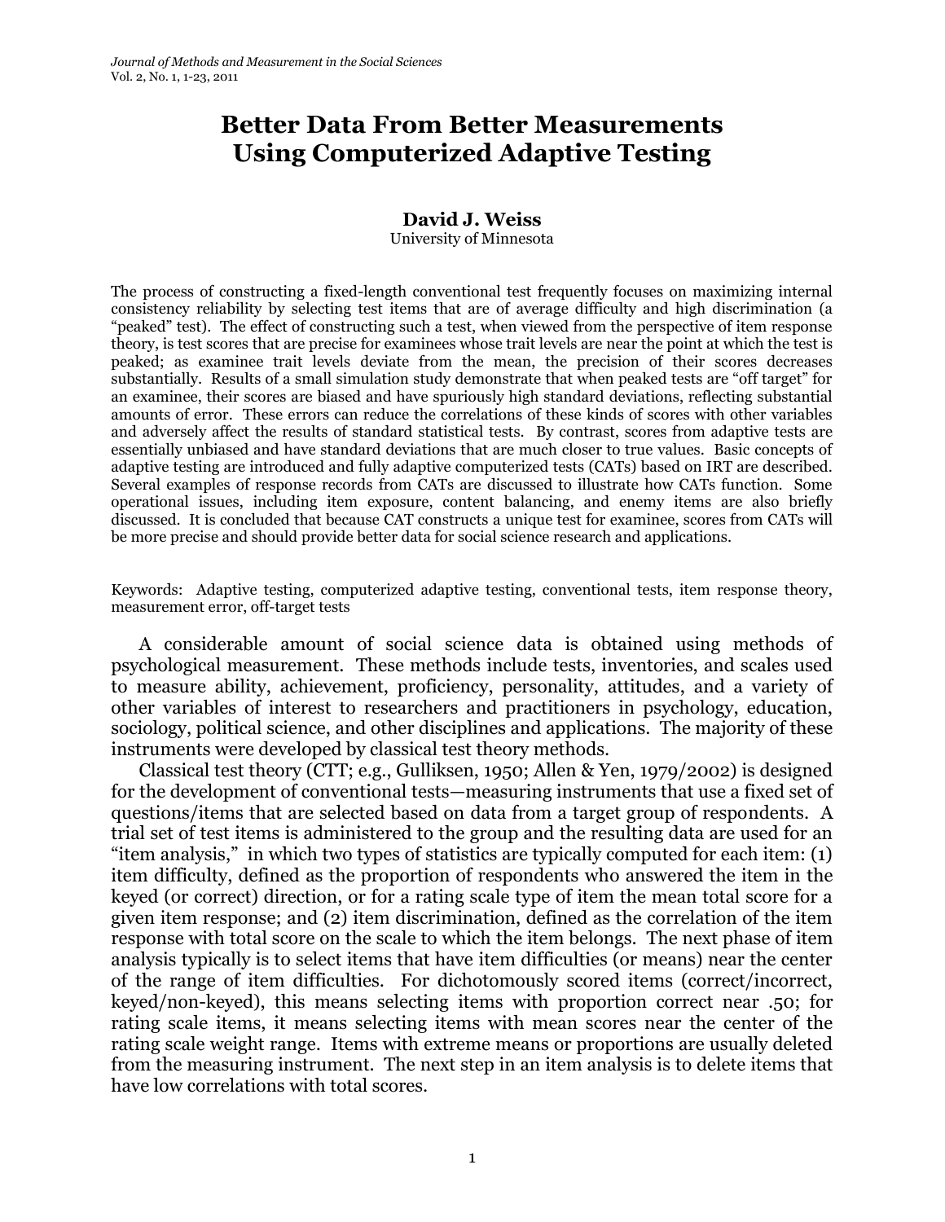# Better Data From Better Measurements Using Computerized Adaptive Testing

**David J. Weiss**
University of Minnesota

The process of constructing a fixed-length conventional test frequently focuses on maximizing internal consistency reliability by selecting test items that are of average difficulty and high discrimination (a "peaked" test). The effect of constructing such a test, when viewed from the perspective of item response theory, is test scores that are precise for examinees whose trait levels are near the point at which the test is peaked; as examinee trait levels deviate from the mean, the precision of their scores decreases substantially. Results of a small simulation study demonstrate that when peaked tests are "off target" for an examinee, their scores are biased and have spuriously high standard deviations, reflecting substantial amounts of error. These errors can reduce the correlations of these kinds of scores with other variables and adversely affect the results of standard statistical tests. By contrast, scores from adaptive tests are essentially unbiased and have standard deviations that are much closer to true values. Basic concepts of adaptive testing are introduced and fully adaptive computerized tests (CATs) based on IRT are described. Several examples of response records from CATs are discussed to illustrate how CATs function. Some operational issues, including item exposure, content balancing, and enemy items are also briefly discussed. It is concluded that because CAT constructs a unique test for examinee, scores from CATs will be more precise and should provide better data for social science research and applications.

Keywords: Adaptive testing, computerized adaptive testing, conventional tests, item response theory, measurement error, off-target tests

A considerable amount of social science data is obtained using methods of psychological measurement. These methods include tests, inventories, and scales used to measure ability, achievement, proficiency, personality, attitudes, and a variety of other variables of interest to researchers and practitioners in psychology, education, sociology, political science, and other disciplines and applications. The majority of these instruments were developed by classical test theory methods.

Classical test theory (CTT; e.g., Gulliksen, 1950; Allen & Yen, 1979/2002) is designed for the development of conventional tests—measuring instruments that use a fixed set of questions/items that are selected based on data from a target group of respondents. A trial set of test items is administered to the group and the resulting data are used for an "item analysis," in which two types of statistics are typically computed for each item: (1) item difficulty, defined as the proportion of respondents who answered the item in the keyed (or correct) direction, or for a rating scale type of item the mean total score for a given item response; and (2) item discrimination, defined as the correlation of the item response with total score on the scale to which the item belongs. The next phase of item analysis typically is to select items that have item difficulties (or means) near the center of the range of item difficulties. For dichotomously scored items (correct/incorrect, keyed/non-keyed), this means selecting items with proportion correct near .50; for rating scale items, it means selecting items with mean scores near the center of the rating scale weight range. Items with extreme means or proportions are usually deleted from the measuring instrument. The next step in an item analysis is to delete items that have low correlations with total scores.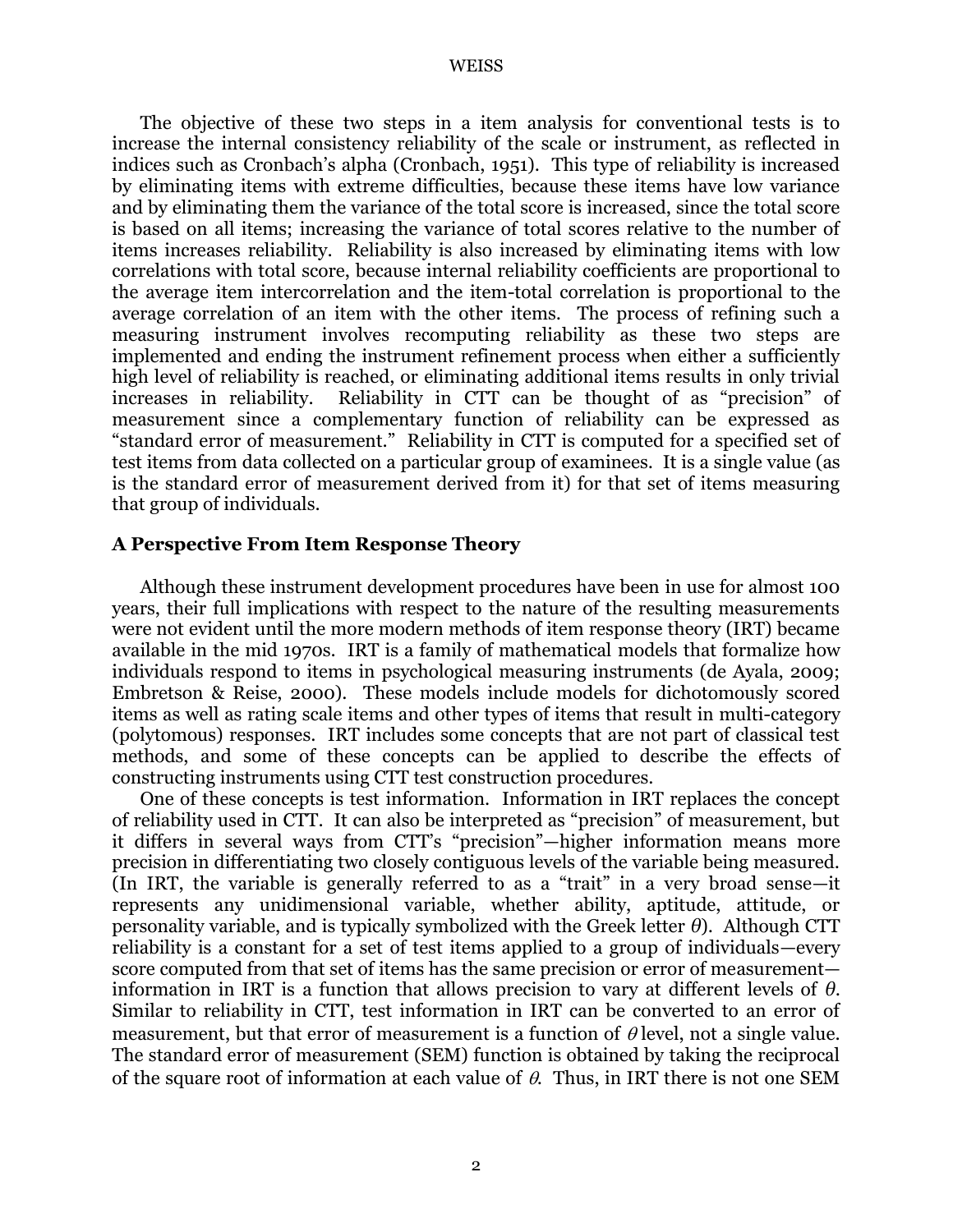The objective of these two steps in a item analysis for conventional tests is to increase the internal consistency reliability of the scale or instrument, as reflected in indices such as Cronbach's alpha (Cronbach, 1951). This type of reliability is increased by eliminating items with extreme difficulties, because these items have low variance and by eliminating them the variance of the total score is increased, since the total score is based on all items; increasing the variance of total scores relative to the number of items increases reliability. Reliability is also increased by eliminating items with low correlations with total score, because internal reliability coefficients are proportional to the average item intercorrelation and the item-total correlation is proportional to the average correlation of an item with the other items. The process of refining such a measuring instrument involves recomputing reliability as these two steps are implemented and ending the instrument refinement process when either a sufficiently high level of reliability is reached, or eliminating additional items results in only trivial increases in reliability. Reliability in CTT can be thought of as "precision" of measurement since a complementary function of reliability can be expressed as "standard error of measurement." Reliability in CTT is computed for a specified set of test items from data collected on a particular group of examinees. It is a single value (as is the standard error of measurement derived from it) for that set of items measuring that group of individuals.

## A Perspective From Item Response Theory

Although these instrument development procedures have been in use for almost 100 years, their full implications with respect to the nature of the resulting measurements were not evident until the more modern methods of item response theory (IRT) became available in the mid 1970s. IRT is a family of mathematical models that formalize how individuals respond to items in psychological measuring instruments (de Ayala, 2009; Embretson & Reise, 2000). These models include models for dichotomously scored items as well as rating scale items and other types of items that result in multi-category (polytomous) responses. IRT includes some concepts that are not part of classical test methods, and some of these concepts can be applied to describe the effects of constructing instruments using CTT test construction procedures.

One of these concepts is test information. Information in IRT replaces the concept of reliability used in CTT. It can also be interpreted as "precision" of measurement, but it differs in several ways from CTT's "precision"—higher information means more precision in differentiating two closely contiguous levels of the variable being measured. (In IRT, the variable is generally referred to as a "trait" in a very broad sense—it represents any unidimensional variable, whether ability, aptitude, attitude, or personality variable, and is typically symbolized with the Greek letter $\theta$). Although CTT reliability is a constant for a set of test items applied to a group of individuals—every score computed from that set of items has the same precision or error of measurement—information in IRT is a function that allows precision to vary at different levels of $\theta$. Similar to reliability in CTT, test information in IRT can be converted to an error of measurement, but that error of measurement is a function of $\theta$ level, not a single value. The standard error of measurement (SEM) function is obtained by taking the reciprocal of the square root of information at each value of $\theta$. Thus, in IRT there is not one SEM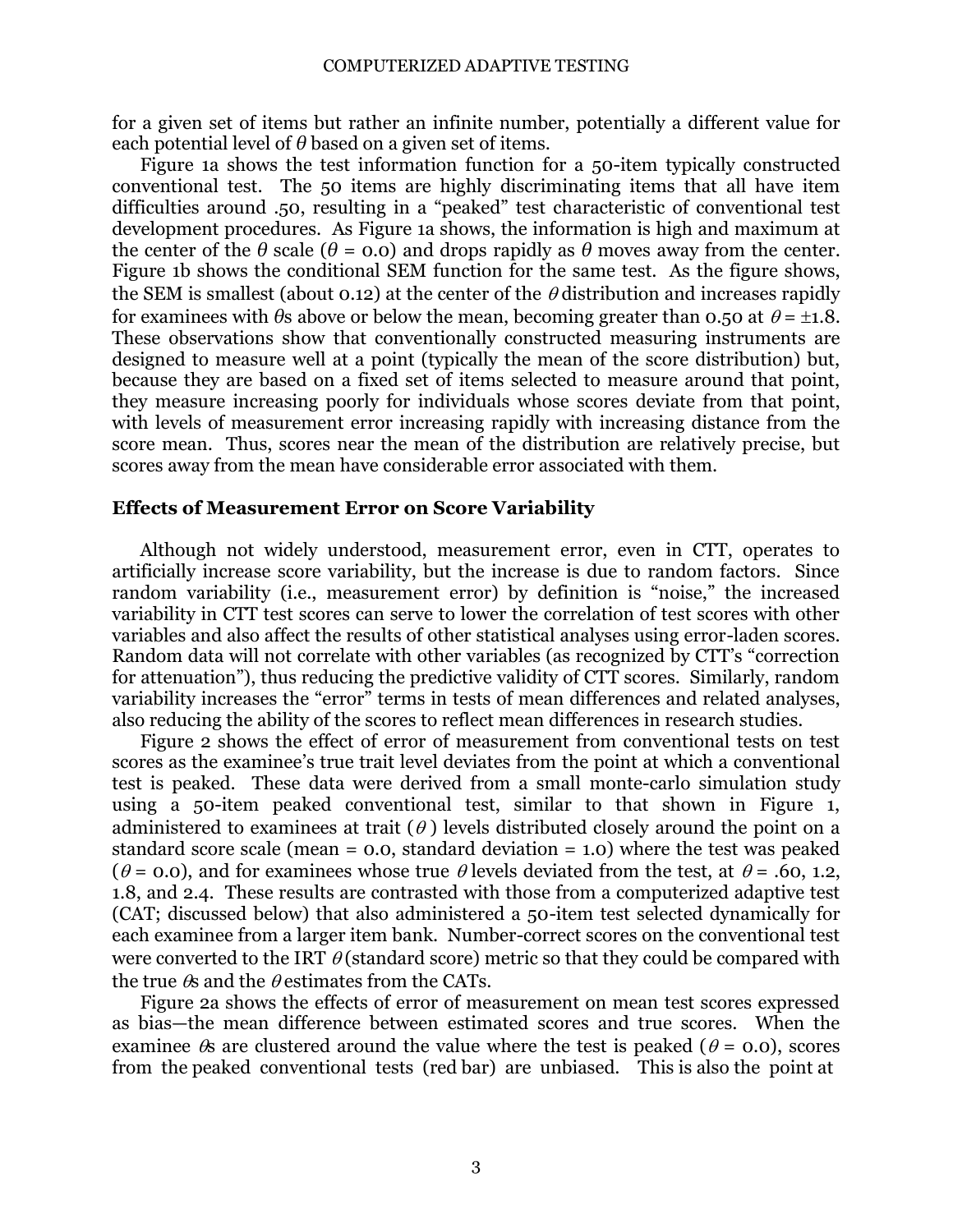for a given set of items but rather an infinite number, potentially a different value for each potential level of $\theta$ based on a given set of items.

Figure 1a shows the test information function for a 50-item typically constructed conventional test. The 50 items are highly discriminating items that all have item difficulties around .50, resulting in a "peaked" test characteristic of conventional test development procedures. As Figure 1a shows, the information is high and maximum at the center of the $\theta$ scale ($\theta$ = 0.0) and drops rapidly as $\theta$ moves away from the center. Figure 1b shows the conditional SEM function for the same test. As the figure shows, the SEM is smallest (about 0.12) at the center of the $\theta$ distribution and increases rapidly for examinees with $\theta$s above or below the mean, becoming greater than 0.50 at $\theta = \pm 1.8$. These observations show that conventionally constructed measuring instruments are designed to measure well at a point (typically the mean of the score distribution) but, because they are based on a fixed set of items selected to measure around that point, they measure increasing poorly for individuals whose scores deviate from that point, with levels of measurement error increasing rapidly with increasing distance from the score mean. Thus, scores near the mean of the distribution are relatively precise, but scores away from the mean have considerable error associated with them.

## Effects of Measurement Error on Score Variability

Although not widely understood, measurement error, even in CTT, operates to artificially increase score variability, but the increase is due to random factors. Since random variability (i.e., measurement error) by definition is "noise," the increased variability in CTT test scores can serve to lower the correlation of test scores with other variables and also affect the results of other statistical analyses using error-laden scores. Random data will not correlate with other variables (as recognized by CTT's "correction for attenuation"), thus reducing the predictive validity of CTT scores. Similarly, random variability increases the "error" terms in tests of mean differences and related analyses, also reducing the ability of the scores to reflect mean differences in research studies.

Figure 2 shows the effect of error of measurement from conventional tests on test scores as the examinee's true trait level deviates from the point at which a conventional test is peaked. These data were derived from a small monte-carlo simulation study using a 50-item peaked conventional test, similar to that shown in Figure 1, administered to examinees at trait ($\theta$) levels distributed closely around the point on a standard score scale (mean = 0.0, standard deviation = 1.0) where the test was peaked ($\theta$ = 0.0), and for examinees whose true $\theta$ levels deviated from the test, at $\theta$ = .60, 1.2, 1.8, and 2.4. These results are contrasted with those from a computerized adaptive test (CAT; discussed below) that also administered a 50-item test selected dynamically for each examinee from a larger item bank. Number-correct scores on the conventional test were converted to the IRT $\theta$ (standard score) metric so that they could be compared with the true $\theta$s and the $\theta$ estimates from the CATs.

Figure 2a shows the effects of error of measurement on mean test scores expressed as bias—the mean difference between estimated scores and true scores. When the examinee $\theta$s are clustered around the value where the test is peaked ($\theta$ = 0.0), scores from the peaked conventional tests (red bar) are unbiased. This is also the point at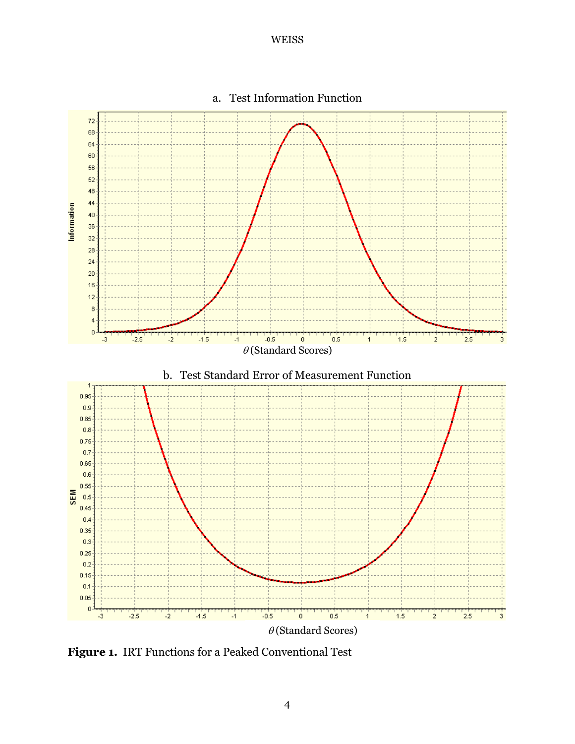a. Test Information Function

b. Test Standard Error of Measurement Function

**Figure 1.** IRT Functions for a Peaked Conventional Test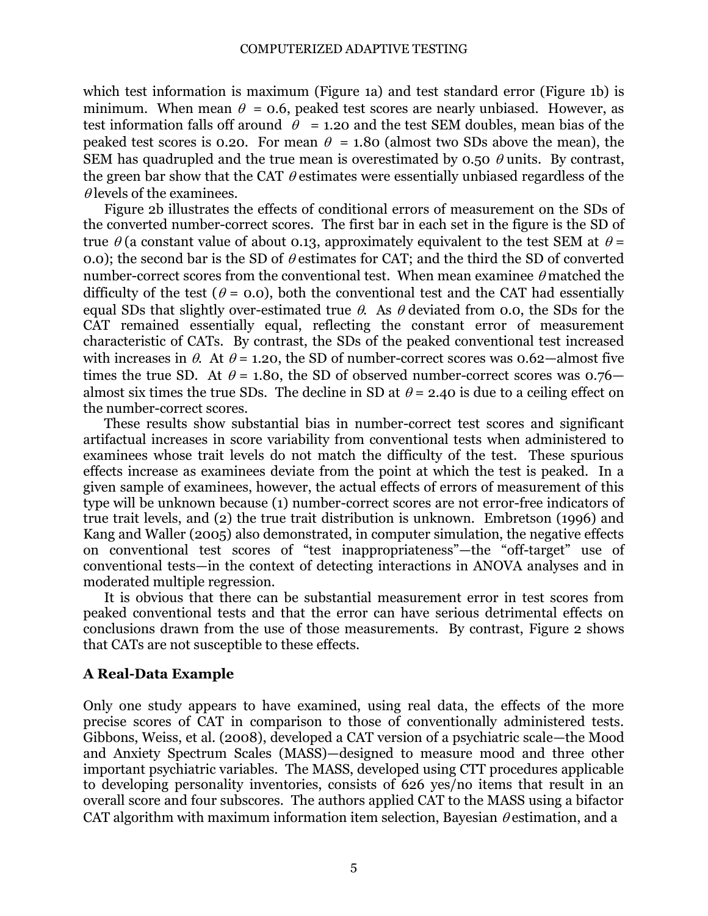which test information is maximum (Figure 1a) and test standard error (Figure 1b) is minimum. When mean $\theta$ = 0.6, peaked test scores are nearly unbiased. However, as test information falls off around $\theta$ = 1.20 and the test SEM doubles, mean bias of the peaked test scores is 0.20. For mean $\theta$ = 1.80 (almost two SDs above the mean), the SEM has quadrupled and the true mean is overestimated by 0.50 $\theta$ units. By contrast, the green bar show that the CAT $\theta$ estimates were essentially unbiased regardless of the $\theta$ levels of the examinees.

Figure 2b illustrates the effects of conditional errors of measurement on the SDs of the converted number-correct scores. The first bar in each set in the figure is the SD of true $\theta$ (a constant value of about 0.13, approximately equivalent to the test SEM at $\theta$ = 0.0); the second bar is the SD of $\theta$ estimates for CAT; and the third the SD of converted number-correct scores from the conventional test. When mean examinee $\theta$ matched the difficulty of the test ($\theta$ = 0.0), both the conventional test and the CAT had essentially equal SDs that slightly over-estimated true $\theta$. As $\theta$ deviated from 0.0, the SDs for the CAT remained essentially equal, reflecting the constant error of measurement characteristic of CATs. By contrast, the SDs of the peaked conventional test increased with increases in $\theta$. At $\theta$ = 1.20, the SD of number-correct scores was 0.62—almost five times the true SD. At $\theta$ = 1.80, the SD of observed number-correct scores was 0.76—almost six times the true SDs. The decline in SD at $\theta$ = 2.40 is due to a ceiling effect on the number-correct scores.

These results show substantial bias in number-correct test scores and significant artifactual increases in score variability from conventional tests when administered to examinees whose trait levels do not match the difficulty of the test. These spurious effects increase as examinees deviate from the point at which the test is peaked. In a given sample of examinees, however, the actual effects of errors of measurement of this type will be unknown because (1) number-correct scores are not error-free indicators of true trait levels, and (2) the true trait distribution is unknown. Embretson (1996) and Kang and Waller (2005) also demonstrated, in computer simulation, the negative effects on conventional test scores of "test inappropriateness"—the "off-target" use of conventional tests—in the context of detecting interactions in ANOVA analyses and in moderated multiple regression.

It is obvious that there can be substantial measurement error in test scores from peaked conventional tests and that the error can have serious detrimental effects on conclusions drawn from the use of those measurements. By contrast, Figure 2 shows that CATs are not susceptible to these effects.

## A Real-Data Example

Only one study appears to have examined, using real data, the effects of the more precise scores of CAT in comparison to those of conventionally administered tests. Gibbons, Weiss, et al. (2008), developed a CAT version of a psychiatric scale—the Mood and Anxiety Spectrum Scales (MASS)—designed to measure mood and three other important psychiatric variables. The MASS, developed using CTT procedures applicable to developing personality inventories, consists of 626 yes/no items that result in an overall score and four subscores. The authors applied CAT to the MASS using a bifactor CAT algorithm with maximum information item selection, Bayesian $\theta$ estimation, and a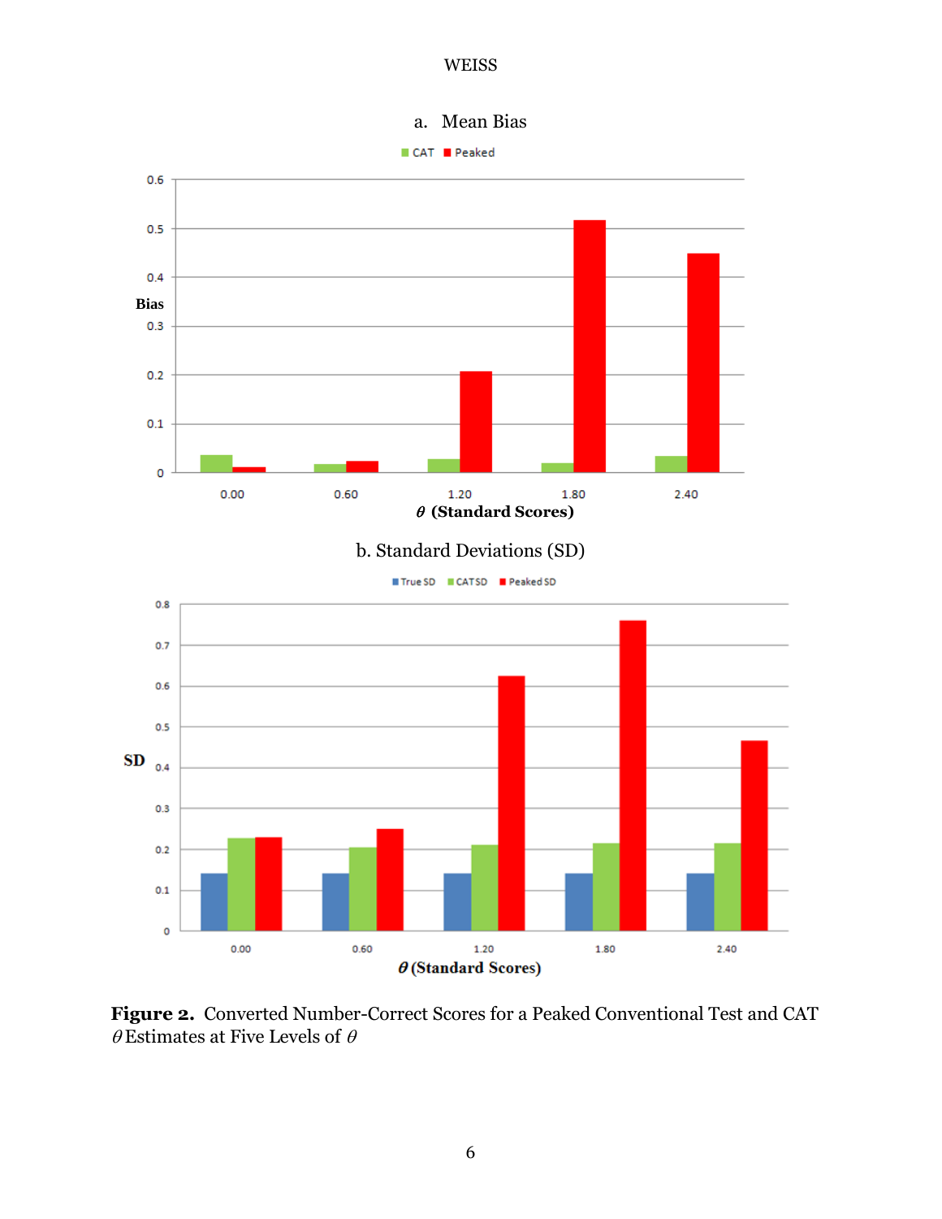a. Mean Bias

b. Standard Deviations (SD)

**Figure 2.** Converted Number-Correct Scores for a Peaked Conventional Test and CAT $\theta$ Estimates at Five Levels of $\theta$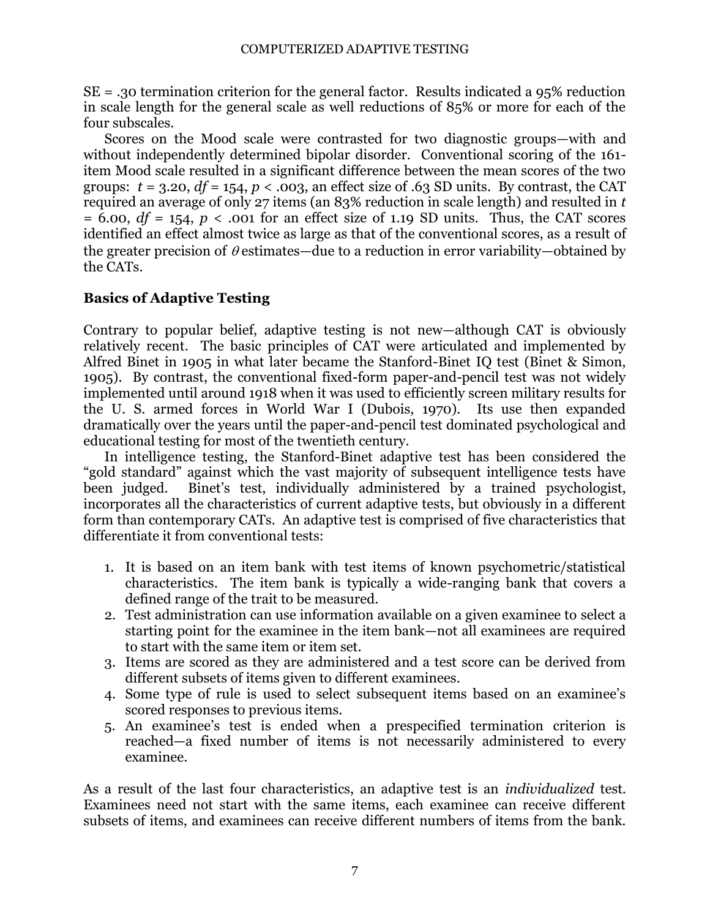SE = .30 termination criterion for the general factor. Results indicated a 95% reduction in scale length for the general scale as well reductions of 85% or more for each of the four subscales.

Scores on the Mood scale were contrasted for two diagnostic groups—with and without independently determined bipolar disorder. Conventional scoring of the 161-item Mood scale resulted in a significant difference between the mean scores of the two groups: $t = 3.20$, $df = 154$, $p < .003$, an effect size of .63 SD units. By contrast, the CAT required an average of only 27 items (an 83% reduction in scale length) and resulted in $t = 6.00$, $df = 154$, $p < .001$ for an effect size of 1.19 SD units. Thus, the CAT scores identified an effect almost twice as large as that of the conventional scores, as a result of the greater precision of $\theta$ estimates—due to a reduction in error variability—obtained by the CATs.

## Basics of Adaptive Testing

Contrary to popular belief, adaptive testing is not new—although CAT is obviously relatively recent. The basic principles of CAT were articulated and implemented by Alfred Binet in 1905 in what later became the Stanford-Binet IQ test (Binet & Simon, 1905). By contrast, the conventional fixed-form paper-and-pencil test was not widely implemented until around 1918 when it was used to efficiently screen military results for the U. S. armed forces in World War I (Dubois, 1970). Its use then expanded dramatically over the years until the paper-and-pencil test dominated psychological and educational testing for most of the twentieth century.

In intelligence testing, the Stanford-Binet adaptive test has been considered the "gold standard" against which the vast majority of subsequent intelligence tests have been judged. Binet's test, individually administered by a trained psychologist, incorporates all the characteristics of current adaptive tests, but obviously in a different form than contemporary CATs. An adaptive test is comprised of five characteristics that differentiate it from conventional tests:

1. It is based on an item bank with test items of known psychometric/statistical characteristics. The item bank is typically a wide-ranging bank that covers a defined range of the trait to be measured.
2. Test administration can use information available on a given examinee to select a starting point for the examinee in the item bank—not all examinees are required to start with the same item or item set.
3. Items are scored as they are administered and a test score can be derived from different subsets of items given to different examinees.
4. Some type of rule is used to select subsequent items based on an examinee's scored responses to previous items.
5. An examinee's test is ended when a prespecified termination criterion is reached—a fixed number of items is not necessarily administered to every examinee.

As a result of the last four characteristics, an adaptive test is an *individualized* test. Examinees need not start with the same items, each examinee can receive different subsets of items, and examinees can receive different numbers of items from the bank.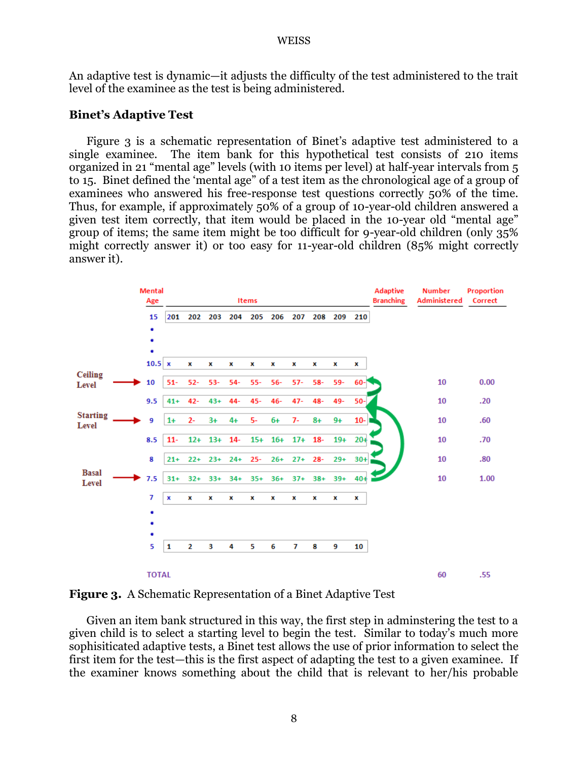An adaptive test is dynamic—it adjusts the difficulty of the test administered to the trait level of the examinee as the test is being administered.

### Binet's Adaptive Test

Figure 3 is a schematic representation of Binet's adaptive test administered to a single examinee. The item bank for this hypothetical test consists of 210 items organized in 21 "mental age" levels (with 10 items per level) at half-year intervals from 5 to 15. Binet defined the 'mental age" of a test item as the chronological age of a group of examinees who answered his free-response test questions correctly 50% of the time. Thus, for example, if approximately 50% of a group of 10-year-old children answered a given test item correctly, that item would be placed in the 10-year old "mental age" group of items; the same item might be too difficult for 9-year-old children (only 35% might correctly answer it) or too easy for 11-year-old children (85% might correctly answer it).

| | Mental Age | Items | | | | | | | | | | Adaptive Branching | Number Administered | Proportion Correct |
|---|---|---|---|---|---|---|---|---|---|---|---|---|---|---|
| | 15 | 201 | 202 | 203 | 204 | 205 | 206 | 207 | 208 | 209 | 210 | | | |
| | • | | | | | | | | | | | | | |
| | • | | | | | | | | | | | | | |
| | • | | | | | | | | | | | | | |
| | 10.5 | x | x | x | x | x | x | x | x | x | x | | | |
| Ceiling Level → | 10 | 51- | 52- | 53- | 54- | 55- | 56- | 57- | 58- | 59- | 60- | | 10 | 0.00 |
| | 9.5 | 41+ | 42- | 43+ | 44- | 45- | 46- | 47- | 48- | 49- | 50- | | 10 | .20 |
| Starting Level → | 9 | 1+ | 2- | 3+ | 4+ | 5- | 6+ | 7- | 8+ | 9+ | 10- | | 10 | .60 |
| | 8.5 | 11- | 12+ | 13+ | 14- | 15+ | 16+ | 17+ | 18- | 19+ | 20+ | | 10 | .70 |
| | 8 | 21+ | 22+ | 23+ | 24+ | 25- | 26+ | 27+ | 28- | 29+ | 30+ | | 10 | .80 |
| Basal Level → | 7.5 | 31+ | 32+ | 33+ | 34+ | 35+ | 36+ | 37+ | 38+ | 39+ | 40+ | | 10 | 1.00 |
| | 7 | x | x | x | x | x | x | x | x | x | x | | | |
| | • | | | | | | | | | | | | | |
| | • | | | | | | | | | | | | | |
| | • | | | | | | | | | | | | | |
| | 5 | 1 | 2 | 3 | 4 | 5 | 6 | 7 | 8 | 9 | 10 | | | |
| | TOTAL | | | | | | | | | | | | 60 | .55 |

**Figure 3.** A Schematic Representation of a Binet Adaptive Test

Given an item bank structured in this way, the first step in adminstering the test to a given child is to select a starting level to begin the test. Similar to today's much more sophisiticated adaptive tests, a Binet test allows the use of prior information to select the first item for the test—this is the first aspect of adapting the test to a given examinee. If the examiner knows something about the child that is relevant to her/his probable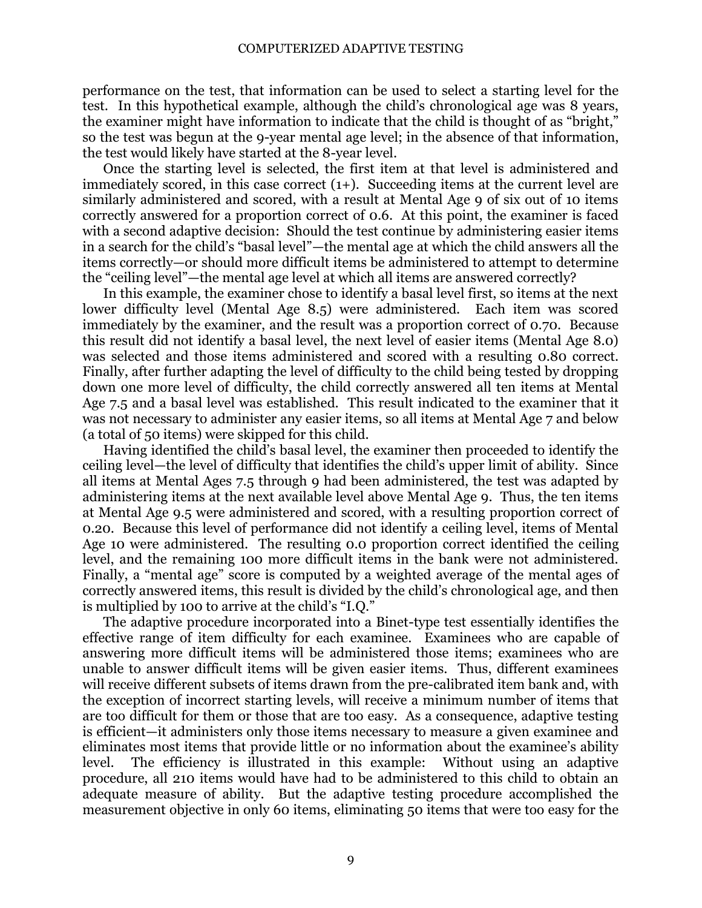performance on the test, that information can be used to select a starting level for the test. In this hypothetical example, although the child's chronological age was 8 years, the examiner might have information to indicate that the child is thought of as "bright," so the test was begun at the 9-year mental age level; in the absence of that information, the test would likely have started at the 8-year level.

Once the starting level is selected, the first item at that level is administered and immediately scored, in this case correct (1+). Succeeding items at the current level are similarly administered and scored, with a result at Mental Age 9 of six out of 10 items correctly answered for a proportion correct of 0.6. At this point, the examiner is faced with a second adaptive decision: Should the test continue by administering easier items in a search for the child's "basal level"—the mental age at which the child answers all the items correctly—or should more difficult items be administered to attempt to determine the "ceiling level"—the mental age level at which all items are answered correctly?

In this example, the examiner chose to identify a basal level first, so items at the next lower difficulty level (Mental Age 8.5) were administered. Each item was scored immediately by the examiner, and the result was a proportion correct of 0.70. Because this result did not identify a basal level, the next level of easier items (Mental Age 8.0) was selected and those items administered and scored with a resulting 0.80 correct. Finally, after further adapting the level of difficulty to the child being tested by dropping down one more level of difficulty, the child correctly answered all ten items at Mental Age 7.5 and a basal level was established. This result indicated to the examiner that it was not necessary to administer any easier items, so all items at Mental Age 7 and below (a total of 50 items) were skipped for this child.

Having identified the child's basal level, the examiner then proceeded to identify the ceiling level—the level of difficulty that identifies the child's upper limit of ability. Since all items at Mental Ages 7.5 through 9 had been administered, the test was adapted by administering items at the next available level above Mental Age 9. Thus, the ten items at Mental Age 9.5 were administered and scored, with a resulting proportion correct of 0.20. Because this level of performance did not identify a ceiling level, items of Mental Age 10 were administered. The resulting 0.0 proportion correct identified the ceiling level, and the remaining 100 more difficult items in the bank were not administered. Finally, a "mental age" score is computed by a weighted average of the mental ages of correctly answered items, this result is divided by the child's chronological age, and then is multiplied by 100 to arrive at the child's "I.Q."

The adaptive procedure incorporated into a Binet-type test essentially identifies the effective range of item difficulty for each examinee. Examinees who are capable of answering more difficult items will be administered those items; examinees who are unable to answer difficult items will be given easier items. Thus, different examinees will receive different subsets of items drawn from the pre-calibrated item bank and, with the exception of incorrect starting levels, will receive a minimum number of items that are too difficult for them or those that are too easy. As a consequence, adaptive testing is efficient—it administers only those items necessary to measure a given examinee and eliminates most items that provide little or no information about the examinee's ability level. The efficiency is illustrated in this example: Without using an adaptive procedure, all 210 items would have had to be administered to this child to obtain an adequate measure of ability. But the adaptive testing procedure accomplished the measurement objective in only 60 items, eliminating 50 items that were too easy for the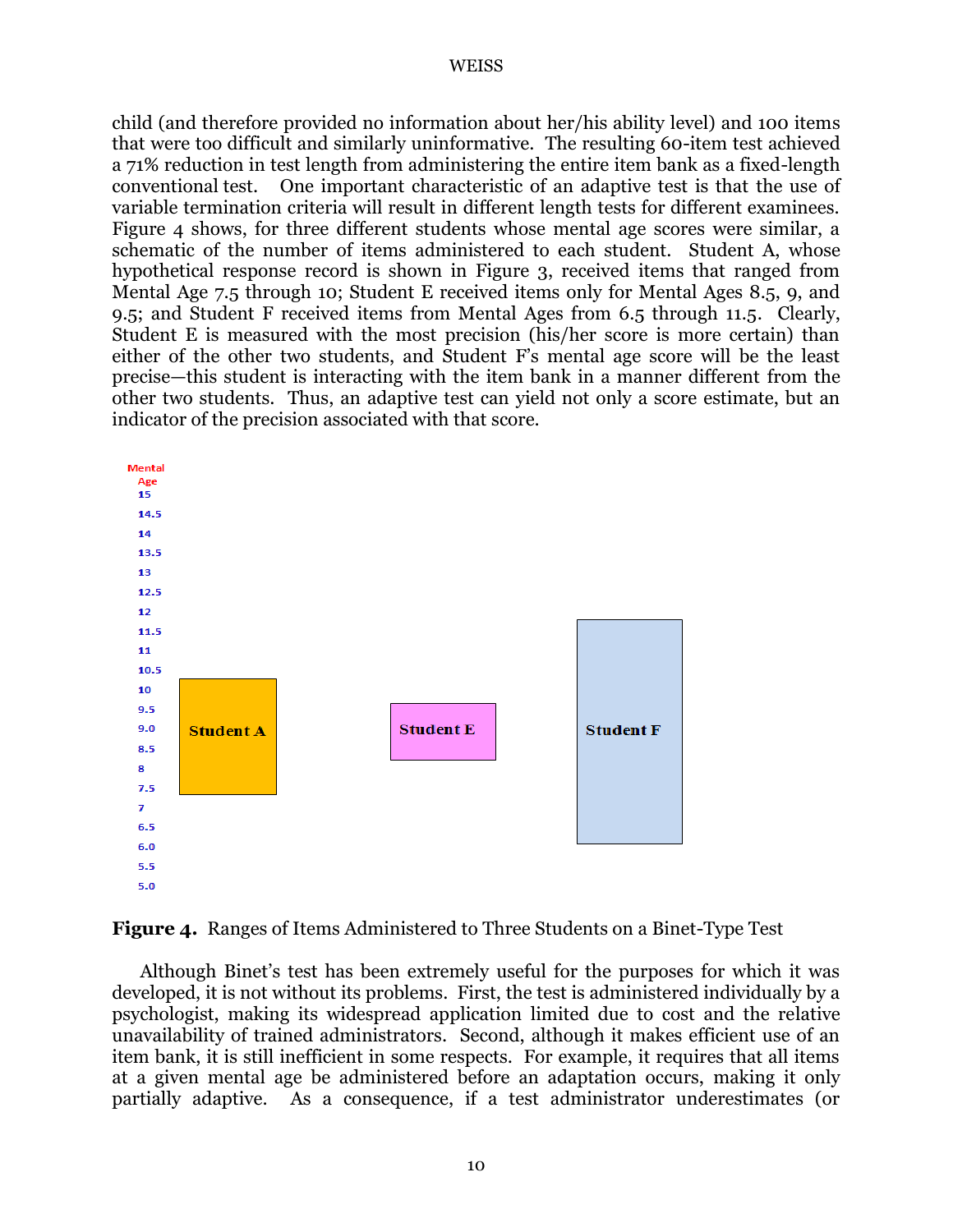child (and therefore provided no information about her/his ability level) and 100 items that were too difficult and similarly uninformative. The resulting 60-item test achieved a 71% reduction in test length from administering the entire item bank as a fixed-length conventional test. One important characteristic of an adaptive test is that the use of variable termination criteria will result in different length tests for different examinees. Figure 4 shows, for three different students whose mental age scores were similar, a schematic of the number of items administered to each student. Student A, whose hypothetical response record is shown in Figure 3, received items that ranged from Mental Age 7.5 through 10; Student E received items only for Mental Ages 8.5, 9, and 9.5; and Student F received items from Mental Ages from 6.5 through 11.5. Clearly, Student E is measured with the most precision (his/her score is more certain) than either of the other two students, and Student F's mental age score will be the least precise—this student is interacting with the item bank in a manner different from the other two students. Thus, an adaptive test can yield not only a score estimate, but an indicator of the precision associated with that score.

**Figure 4.** Ranges of Items Administered to Three Students on a Binet-Type Test

Although Binet's test has been extremely useful for the purposes for which it was developed, it is not without its problems. First, the test is administered individually by a psychologist, making its widespread application limited due to cost and the relative unavailability of trained administrators. Second, although it makes efficient use of an item bank, it is still inefficient in some respects. For example, it requires that all items at a given mental age be administered before an adaptation occurs, making it only partially adaptive. As a consequence, if a test administrator underestimates (or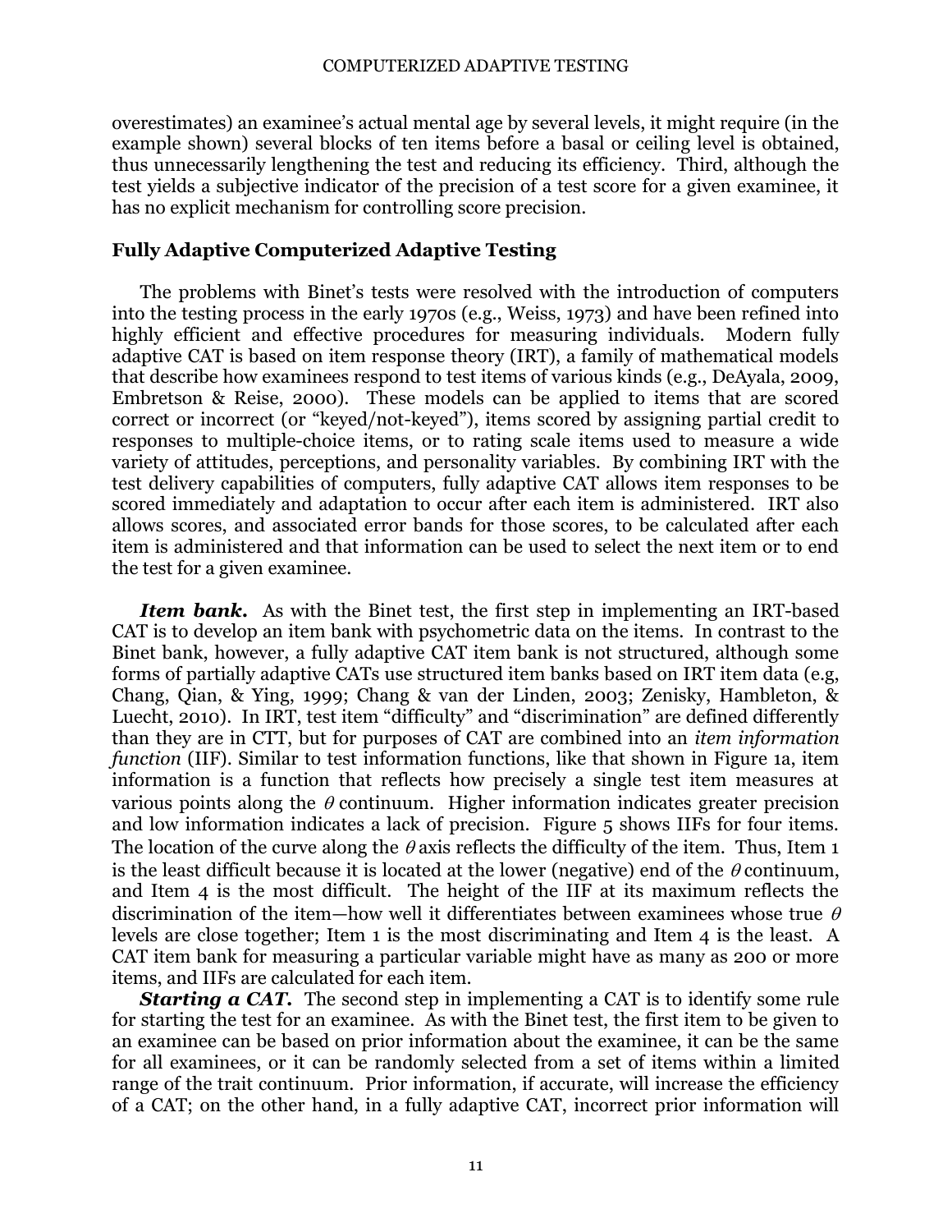overestimates) an examinee's actual mental age by several levels, it might require (in the example shown) several blocks of ten items before a basal or ceiling level is obtained, thus unnecessarily lengthening the test and reducing its efficiency. Third, although the test yields a subjective indicator of the precision of a test score for a given examinee, it has no explicit mechanism for controlling score precision.

## Fully Adaptive Computerized Adaptive Testing

The problems with Binet's tests were resolved with the introduction of computers into the testing process in the early 1970s (e.g., Weiss, 1973) and have been refined into highly efficient and effective procedures for measuring individuals. Modern fully adaptive CAT is based on item response theory (IRT), a family of mathematical models that describe how examinees respond to test items of various kinds (e.g., DeAyala, 2009, Embretson & Reise, 2000). These models can be applied to items that are scored correct or incorrect (or "keyed/not-keyed"), items scored by assigning partial credit to responses to multiple-choice items, or to rating scale items used to measure a wide variety of attitudes, perceptions, and personality variables. By combining IRT with the test delivery capabilities of computers, fully adaptive CAT allows item responses to be scored immediately and adaptation to occur after each item is administered. IRT also allows scores, and associated error bands for those scores, to be calculated after each item is administered and that information can be used to select the next item or to end the test for a given examinee.

***Item bank.*** As with the Binet test, the first step in implementing an IRT-based CAT is to develop an item bank with psychometric data on the items. In contrast to the Binet bank, however, a fully adaptive CAT item bank is not structured, although some forms of partially adaptive CATs use structured item banks based on IRT item data (e.g, Chang, Qian, & Ying, 1999; Chang & van der Linden, 2003; Zenisky, Hambleton, & Luecht, 2010). In IRT, test item "difficulty" and "discrimination" are defined differently than they are in CTT, but for purposes of CAT are combined into an *item information function* (IIF). Similar to test information functions, like that shown in Figure 1a, item information is a function that reflects how precisely a single test item measures at various points along the $\theta$ continuum. Higher information indicates greater precision and low information indicates a lack of precision. Figure 5 shows IIFs for four items. The location of the curve along the $\theta$ axis reflects the difficulty of the item. Thus, Item 1 is the least difficult because it is located at the lower (negative) end of the $\theta$ continuum, and Item 4 is the most difficult. The height of the IIF at its maximum reflects the discrimination of the item—how well it differentiates between examinees whose true $\theta$ levels are close together; Item 1 is the most discriminating and Item 4 is the least. A CAT item bank for measuring a particular variable might have as many as 200 or more items, and IIFs are calculated for each item.

***Starting a CAT.*** The second step in implementing a CAT is to identify some rule for starting the test for an examinee. As with the Binet test, the first item to be given to an examinee can be based on prior information about the examinee, it can be the same for all examinees, or it can be randomly selected from a set of items within a limited range of the trait continuum. Prior information, if accurate, will increase the efficiency of a CAT; on the other hand, in a fully adaptive CAT, incorrect prior information will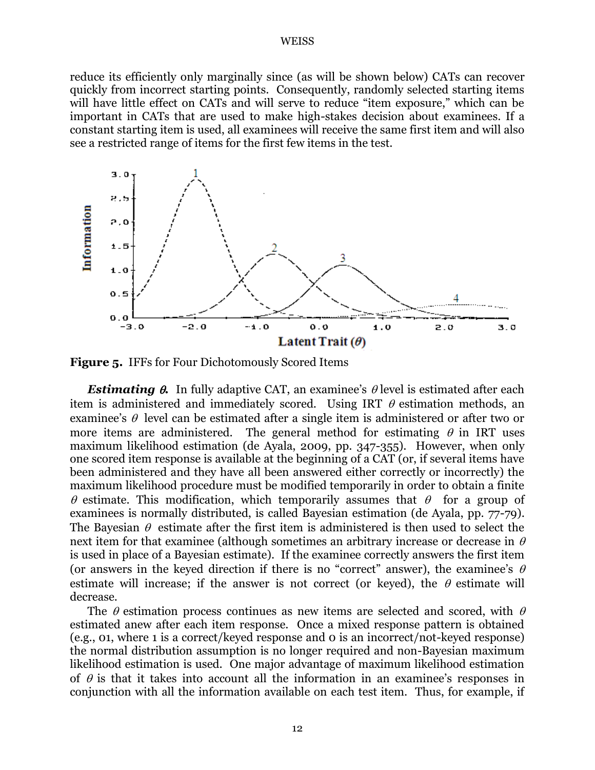reduce its efficiently only marginally since (as will be shown below) CATs can recover quickly from incorrect starting points. Consequently, randomly selected starting items will have little effect on CATs and will serve to reduce "item exposure," which can be important in CATs that are used to make high-stakes decision about examinees. If a constant starting item is used, all examinees will receive the same first item and will also see a restricted range of items for the first few items in the test.

**Figure 5.** IFFs for Four Dichotomously Scored Items

***Estimating $\theta$.*** In fully adaptive CAT, an examinee's $\theta$ level is estimated after each item is administered and immediately scored. Using IRT $\theta$ estimation methods, an examinee's $\theta$ level can be estimated after a single item is administered or after two or more items are administered. The general method for estimating $\theta$ in IRT uses maximum likelihood estimation (de Ayala, 2009, pp. 347-355). However, when only one scored item response is available at the beginning of a CAT (or, if several items have been administered and they have all been answered either correctly or incorrectly) the maximum likelihood procedure must be modified temporarily in order to obtain a finite $\theta$ estimate. This modification, which temporarily assumes that $\theta$ for a group of examinees is normally distributed, is called Bayesian estimation (de Ayala, pp. 77-79). The Bayesian $\theta$ estimate after the first item is administered is then used to select the next item for that examinee (although sometimes an arbitrary increase or decrease in $\theta$ is used in place of a Bayesian estimate). If the examinee correctly answers the first item (or answers in the keyed direction if there is no "correct" answer), the examinee's $\theta$ estimate will increase; if the answer is not correct (or keyed), the $\theta$ estimate will decrease.

The $\theta$ estimation process continues as new items are selected and scored, with $\theta$ estimated anew after each item response. Once a mixed response pattern is obtained (e.g., 01, where 1 is a correct/keyed response and 0 is an incorrect/not-keyed response) the normal distribution assumption is no longer required and non-Bayesian maximum likelihood estimation is used. One major advantage of maximum likelihood estimation of $\theta$ is that it takes into account all the information in an examinee's responses in conjunction with all the information available on each test item. Thus, for example, if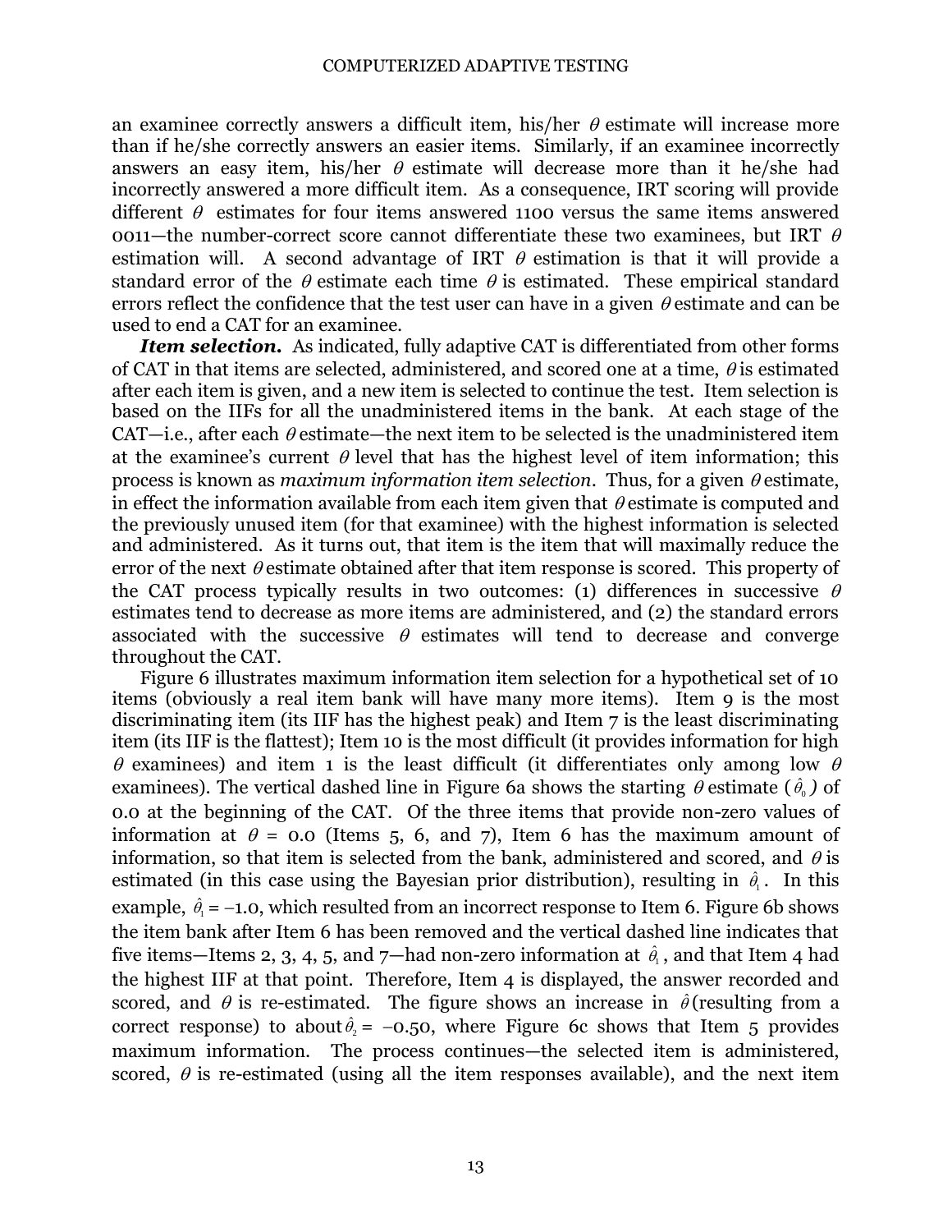an examinee correctly answers a difficult item, his/her $\theta$ estimate will increase more than if he/she correctly answers an easier items. Similarly, if an examinee incorrectly answers an easy item, his/her $\theta$ estimate will decrease more than it he/she had incorrectly answered a more difficult item. As a consequence, IRT scoring will provide different $\theta$ estimates for four items answered 1100 versus the same items answered 0011—the number-correct score cannot differentiate these two examinees, but IRT $\theta$ estimation will. A second advantage of IRT $\theta$ estimation is that it will provide a standard error of the $\theta$ estimate each time $\theta$ is estimated. These empirical standard errors reflect the confidence that the test user can have in a given $\theta$ estimate and can be used to end a CAT for an examinee.

***Item selection.*** As indicated, fully adaptive CAT is differentiated from other forms of CAT in that items are selected, administered, and scored one at a time, $\theta$ is estimated after each item is given, and a new item is selected to continue the test. Item selection is based on the IIFs for all the unadministered items in the bank. At each stage of the CAT—i.e., after each $\theta$ estimate—the next item to be selected is the unadministered item at the examinee's current $\theta$ level that has the highest level of item information; this process is known as *maximum information item selection*. Thus, for a given $\theta$ estimate, in effect the information available from each item given that $\theta$ estimate is computed and the previously unused item (for that examinee) with the highest information is selected and administered. As it turns out, that item is the item that will maximally reduce the error of the next $\theta$ estimate obtained after that item response is scored. This property of the CAT process typically results in two outcomes: (1) differences in successive $\theta$ estimates tend to decrease as more items are administered, and (2) the standard errors associated with the successive $\theta$ estimates will tend to decrease and converge throughout the CAT.

Figure 6 illustrates maximum information item selection for a hypothetical set of 10 items (obviously a real item bank will have many more items). Item 9 is the most discriminating item (its IIF has the highest peak) and Item 7 is the least discriminating item (its IIF is the flattest); Item 10 is the most difficult (it provides information for high $\theta$ examinees) and item 1 is the least difficult (it differentiates only among low $\theta$ examinees). The vertical dashed line in Figure 6a shows the starting $\theta$ estimate ($\hat{\theta}_0$) of 0.0 at the beginning of the CAT. Of the three items that provide non-zero values of information at $\theta$ = 0.0 (Items 5, 6, and 7), Item 6 has the maximum amount of information, so that item is selected from the bank, administered and scored, and $\theta$ is estimated (in this case using the Bayesian prior distribution), resulting in $\hat{\theta}_1$. In this example, $\hat{\theta}_1 = -1.0$, which resulted from an incorrect response to Item 6. Figure 6b shows the item bank after Item 6 has been removed and the vertical dashed line indicates that five items—Items 2, 3, 4, 5, and 7—had non-zero information at $\hat{\theta}_1$, and that Item 4 had the highest IIF at that point. Therefore, Item 4 is displayed, the answer recorded and scored, and $\theta$ is re-estimated. The figure shows an increase in $\hat{\theta}$ (resulting from a correct response) to about $\hat{\theta}_2 = -0.50$, where Figure 6c shows that Item 5 provides maximum information. The process continues—the selected item is administered, scored, $\theta$ is re-estimated (using all the item responses available), and the next item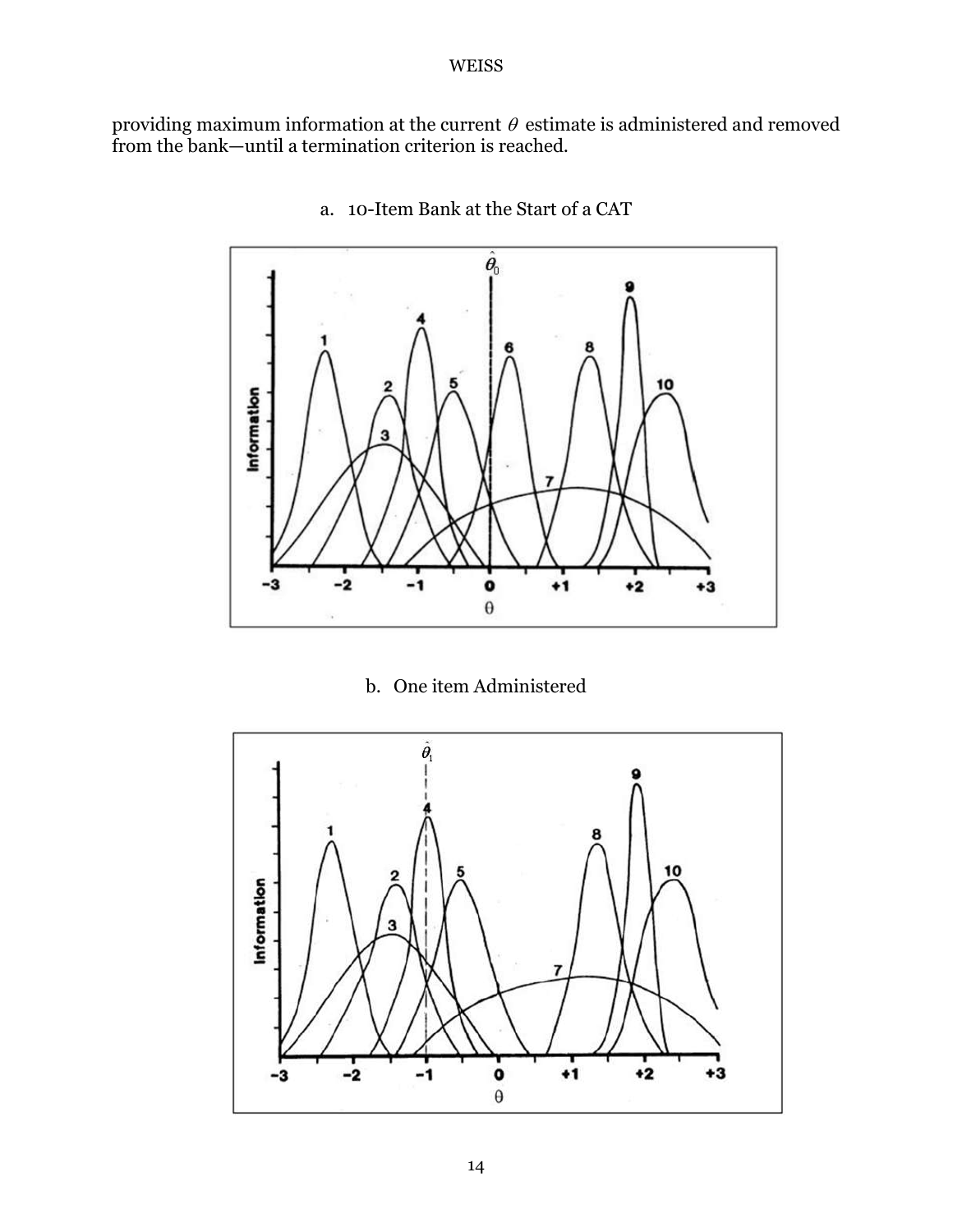providing maximum information at the current $\theta$ estimate is administered and removed from the bank—until a termination criterion is reached.

a. 10-Item Bank at the Start of a CAT

b. One item Administered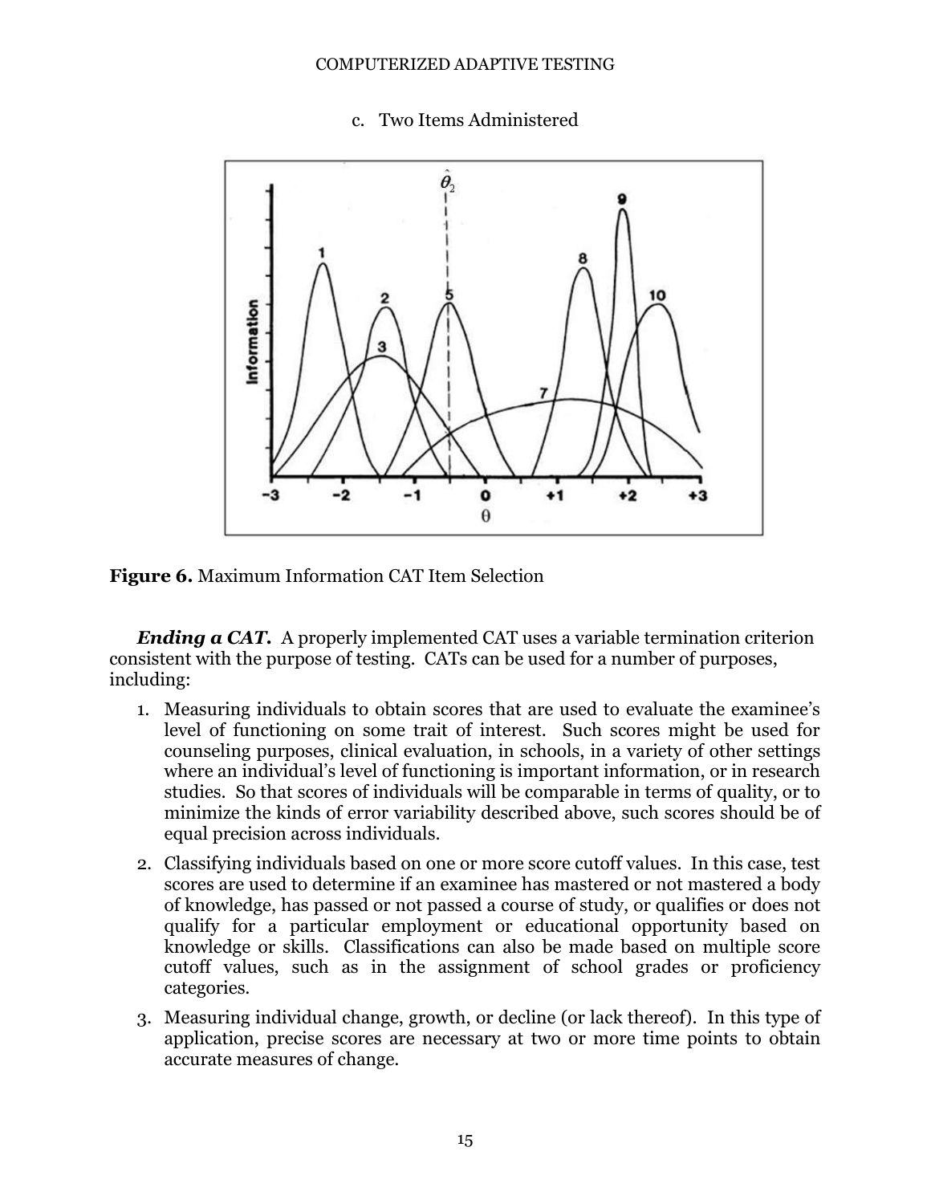c. Two Items Administered

**Figure 6.** Maximum Information CAT Item Selection

***Ending a CAT.*** A properly implemented CAT uses a variable termination criterion consistent with the purpose of testing. CATs can be used for a number of purposes, including:

1. Measuring individuals to obtain scores that are used to evaluate the examinee's level of functioning on some trait of interest. Such scores might be used for counseling purposes, clinical evaluation, in schools, in a variety of other settings where an individual's level of functioning is important information, or in research studies. So that scores of individuals will be comparable in terms of quality, or to minimize the kinds of error variability described above, such scores should be of equal precision across individuals.
2. Classifying individuals based on one or more score cutoff values. In this case, test scores are used to determine if an examinee has mastered or not mastered a body of knowledge, has passed or not passed a course of study, or qualifies or does not qualify for a particular employment or educational opportunity based on knowledge or skills. Classifications can also be made based on multiple score cutoff values, such as in the assignment of school grades or proficiency categories.
3. Measuring individual change, growth, or decline (or lack thereof). In this type of application, precise scores are necessary at two or more time points to obtain accurate measures of change.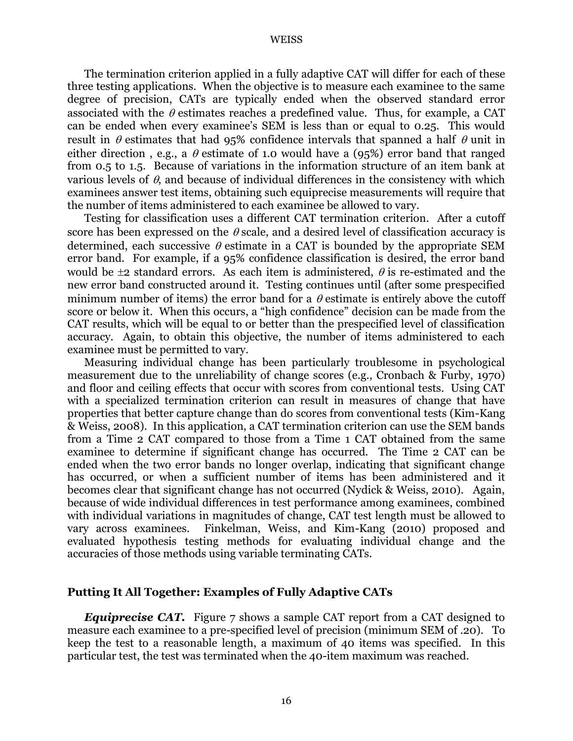The termination criterion applied in a fully adaptive CAT will differ for each of these three testing applications. When the objective is to measure each examinee to the same degree of precision, CATs are typically ended when the observed standard error associated with the $\theta$ estimates reaches a predefined value. Thus, for example, a CAT can be ended when every examinee's SEM is less than or equal to 0.25. This would result in $\theta$ estimates that had 95% confidence intervals that spanned a half $\theta$ unit in either direction , e.g., a $\theta$ estimate of 1.0 would have a (95%) error band that ranged from 0.5 to 1.5. Because of variations in the information structure of an item bank at various levels of $\theta$, and because of individual differences in the consistency with which examinees answer test items, obtaining such equiprecise measurements will require that the number of items administered to each examinee be allowed to vary.

Testing for classification uses a different CAT termination criterion. After a cutoff score has been expressed on the $\theta$ scale, and a desired level of classification accuracy is determined, each successive $\theta$ estimate in a CAT is bounded by the appropriate SEM error band. For example, if a 95% confidence classification is desired, the error band would be ±2 standard errors. As each item is administered, $\theta$ is re-estimated and the new error band constructed around it. Testing continues until (after some prespecified minimum number of items) the error band for a $\theta$ estimate is entirely above the cutoff score or below it. When this occurs, a "high confidence" decision can be made from the CAT results, which will be equal to or better than the prespecified level of classification accuracy. Again, to obtain this objective, the number of items administered to each examinee must be permitted to vary.

Measuring individual change has been particularly troublesome in psychological measurement due to the unreliability of change scores (e.g., Cronbach & Furby, 1970) and floor and ceiling effects that occur with scores from conventional tests. Using CAT with a specialized termination criterion can result in measures of change that have properties that better capture change than do scores from conventional tests (Kim-Kang & Weiss, 2008). In this application, a CAT termination criterion can use the SEM bands from a Time 2 CAT compared to those from a Time 1 CAT obtained from the same examinee to determine if significant change has occurred. The Time 2 CAT can be ended when the two error bands no longer overlap, indicating that significant change has occurred, or when a sufficient number of items has been administered and it becomes clear that significant change has not occurred (Nydick & Weiss, 2010). Again, because of wide individual differences in test performance among examinees, combined with individual variations in magnitudes of change, CAT test length must be allowed to vary across examinees. Finkelman, Weiss, and Kim-Kang (2010) proposed and evaluated hypothesis testing methods for evaluating individual change and the accuracies of those methods using variable terminating CATs.

## Putting It All Together: Examples of Fully Adaptive CATs

***Equiprecise CAT.*** Figure 7 shows a sample CAT report from a CAT designed to measure each examinee to a pre-specified level of precision (minimum SEM of .20). To keep the test to a reasonable length, a maximum of 40 items was specified. In this particular test, the test was terminated when the 40-item maximum was reached.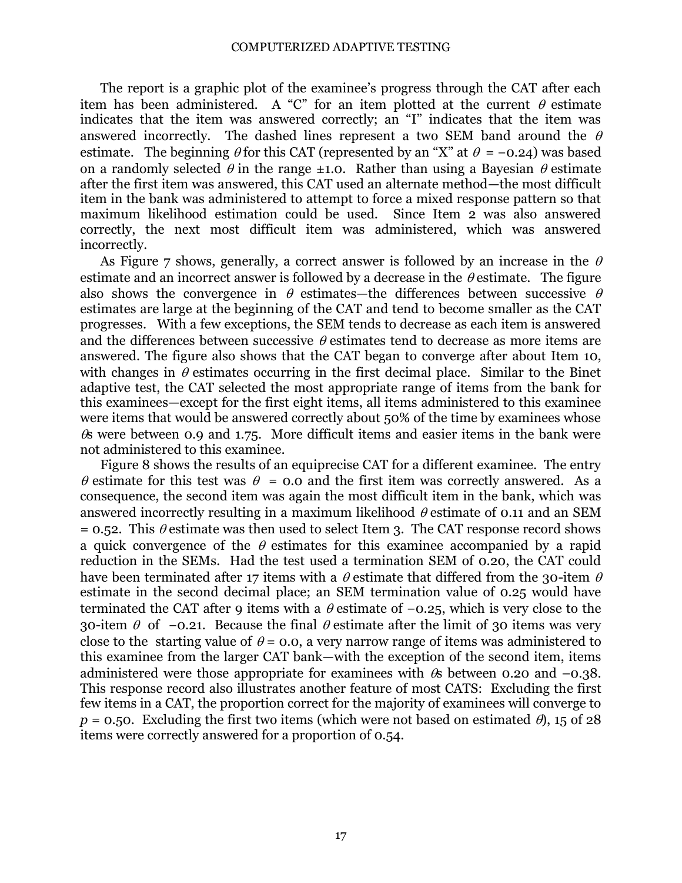The report is a graphic plot of the examinee's progress through the CAT after each item has been administered. A "C" for an item plotted at the current $\theta$ estimate indicates that the item was answered correctly; an "I" indicates that the item was answered incorrectly. The dashed lines represent a two SEM band around the $\theta$ estimate. The beginning $\theta$ for this CAT (represented by an "X" at $\theta = -0.24$) was based on a randomly selected $\theta$ in the range $\pm 1.0$. Rather than using a Bayesian $\theta$ estimate after the first item was answered, this CAT used an alternate method—the most difficult item in the bank was administered to attempt to force a mixed response pattern so that maximum likelihood estimation could be used. Since Item 2 was also answered correctly, the next most difficult item was administered, which was answered incorrectly.

As Figure 7 shows, generally, a correct answer is followed by an increase in the $\theta$ estimate and an incorrect answer is followed by a decrease in the $\theta$ estimate. The figure also shows the convergence in $\theta$ estimates—the differences between successive $\theta$ estimates are large at the beginning of the CAT and tend to become smaller as the CAT progresses. With a few exceptions, the SEM tends to decrease as each item is answered and the differences between successive $\theta$ estimates tend to decrease as more items are answered. The figure also shows that the CAT began to converge after about Item 10, with changes in $\theta$ estimates occurring in the first decimal place. Similar to the Binet adaptive test, the CAT selected the most appropriate range of items from the bank for this examinees—except for the first eight items, all items administered to this examinee were items that would be answered correctly about 50% of the time by examinees whose $\theta$s were between 0.9 and 1.75. More difficult items and easier items in the bank were not administered to this examinee.

Figure 8 shows the results of an equiprecise CAT for a different examinee. The entry $\theta$ estimate for this test was $\theta = 0.0$ and the first item was correctly answered. As a consequence, the second item was again the most difficult item in the bank, which was answered incorrectly resulting in a maximum likelihood $\theta$ estimate of 0.11 and an SEM = 0.52. This $\theta$ estimate was then used to select Item 3. The CAT response record shows a quick convergence of the $\theta$ estimates for this examinee accompanied by a rapid reduction in the SEMs. Had the test used a termination SEM of 0.20, the CAT could have been terminated after 17 items with a $\theta$ estimate that differed from the 30-item $\theta$ estimate in the second decimal place; an SEM termination value of 0.25 would have terminated the CAT after 9 items with a $\theta$ estimate of $-0.25$, which is very close to the 30-item $\theta$ of $-0.21$. Because the final $\theta$ estimate after the limit of 30 items was very close to the starting value of $\theta = 0.0$, a very narrow range of items was administered to this examinee from the larger CAT bank—with the exception of the second item, items administered were those appropriate for examinees with $\theta$s between 0.20 and $-0.38$. This response record also illustrates another feature of most CATS: Excluding the first few items in a CAT, the proportion correct for the majority of examinees will converge to $p = 0.50$. Excluding the first two items (which were not based on estimated $\theta$), 15 of 28 items were correctly answered for a proportion of 0.54.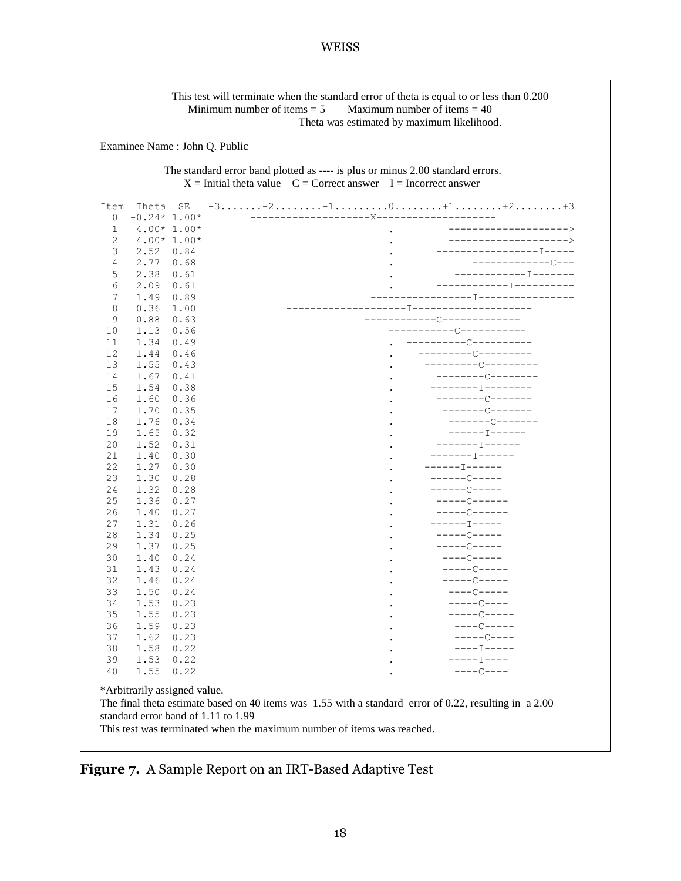This test will terminate when the standard error of theta is equal to or less than 0.200
Minimum number of items = 5  Maximum number of items = 40
Theta was estimated by maximum likelihood.

Examinee Name : John Q. Public

The standard error band plotted as ---- is plus or minus 2.00 standard errors.
X = Initial theta value  C = Correct answer  I = Incorrect answer

```
Item  Theta   SE   -3.......-2........-1.........0........+1........+2........+3
  0  -0.24* 1.00*        --------------------X--------------------
  1   4.00* 1.00*                             .         -------------------->
  2   4.00* 1.00*                             .         -------------------->
  3   2.52  0.84                              .       ----------------I-----
  4   2.77  0.68                              .            -------------C---
  5   2.38  0.61                              .          ------------I-------
  6   2.09  0.61                              .       ------------I----------
  7   1.49  0.89                            -----------------I----------------
  8   0.36  1.00               --------------------I--------------------
  9   0.88  0.63                           ------------C-------------
 10   1.13  0.56                               -----------C-----------
 11   1.34  0.49                              .  ----------C----------
 12   1.44  0.46                              .    ---------C---------
 13   1.55  0.43                              .     ---------C---------
 14   1.67  0.41                              .       ---------C--------
 15   1.54  0.38                              .      --------I--------
 16   1.60  0.36                              .       --------C-------
 17   1.70  0.35                              .        -------C-------
 18   1.76  0.34                              .         -------C-------
 19   1.65  0.32                              .         ------I------
 20   1.52  0.31                              .       -------I------
 21   1.40  0.30                              .      -------I------
 22   1.27  0.30                              .     ------I------
 23   1.30  0.28                              .      ------C-----
 24   1.32  0.28                              .      ------C-----
 25   1.36  0.27                              .       -----C------
 26   1.40  0.27                              .       -----C------
 27   1.31  0.26                              .      ------I-----
 28   1.34  0.25                              .       -----C-----
 29   1.37  0.25                              .       -----C-----
 30   1.40  0.24                              .        ----C-----
 31   1.43  0.24                              .        -----C-----
 32   1.46  0.24                              .        -----C-----
 33   1.50  0.24                              .         ----C-----
 34   1.53  0.23                              .         -----C----
 35   1.55  0.23                              .         -----C-----
 36   1.59  0.23                              .          ----C-----
 37   1.62  0.23                              .          -----C----
 38   1.58  0.22                              .          ----I-----
 39   1.53  0.22                              .         -----I----
 40   1.55  0.22                              .          ----C----
```

*Arbitrarily assigned value.
The final theta estimate based on 40 items was 1.55 with a standard error of 0.22, resulting in a 2.00 standard error band of 1.11 to 1.99
This test was terminated when the maximum number of items was reached.

**Figure 7.** A Sample Report on an IRT-Based Adaptive Test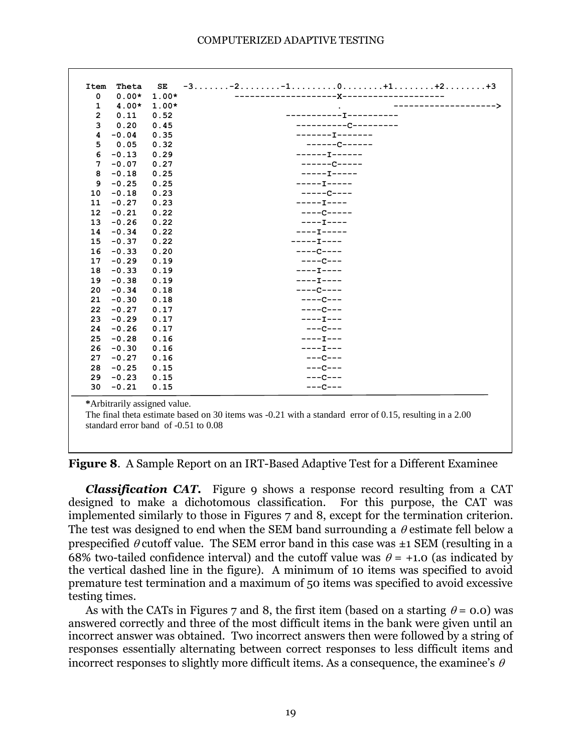```
Item  Theta   SE   -3.......-2........-1.........0........+1........+2........+3
  0    0.00*  1.00*          --------------------X--------------------
  1    4.00*  1.00*                              .          -------------------->
  2    0.11   0.52                     -----------I----------
  3    0.20   0.45                       ----------C---------
  4   -0.04   0.35                       -------I-------
  5    0.05   0.32                         ------C------
  6   -0.13   0.29                       ------I------
  7   -0.07   0.27                        ------C-----
  8   -0.18   0.25                        -----I-----
  9   -0.25   0.25                       -----I-----
 10   -0.18   0.23                        -----C----
 11   -0.27   0.23                       -----I----
 12   -0.21   0.22                        ----C-----
 13   -0.26   0.22                        ----I----
 14   -0.34   0.22                       ----I-----
 15   -0.37   0.22                      -----I----
 16   -0.33   0.20                       ----C----
 17   -0.29   0.19                        ----C---
 18   -0.33   0.19                       ----I----
 19   -0.38   0.19                       ----I----
 20   -0.34   0.18                       ----C----
 21   -0.30   0.18                        ----C---
 22   -0.27   0.17                        ----C---
 23   -0.29   0.17                        ----I---
 24   -0.26   0.17                         ---C---
 25   -0.28   0.16                        ----I---
 26   -0.30   0.16                        ----I---
 27   -0.27   0.16                         ---C---
 28   -0.25   0.15                         ---C---
 29   -0.23   0.15                         ---C---
 30   -0.21   0.15                         ---C---
```

*Arbitrarily assigned value.

The final theta estimate based on 30 items was -0.21 with a standard error of 0.15, resulting in a 2.00 standard error band of -0.51 to 0.08

**Figure 8**. A Sample Report on an IRT-Based Adaptive Test for a Different Examinee

***Classification CAT.*** Figure 9 shows a response record resulting from a CAT designed to make a dichotomous classification. For this purpose, the CAT was implemented similarly to those in Figures 7 and 8, except for the termination criterion. The test was designed to end when the SEM band surrounding a $\theta$ estimate fell below a prespecified $\theta$ cutoff value. The SEM error band in this case was ±1 SEM (resulting in a 68% two-tailed confidence interval) and the cutoff value was $\theta$ = +1.0 (as indicated by the vertical dashed line in the figure). A minimum of 10 items was specified to avoid premature test termination and a maximum of 50 items was specified to avoid excessive testing times.

As with the CATs in Figures 7 and 8, the first item (based on a starting $\theta$ = 0.0) was answered correctly and three of the most difficult items in the bank were given until an incorrect answer was obtained. Two incorrect answers then were followed by a string of responses essentially alternating between correct responses to less difficult items and incorrect responses to slightly more difficult items. As a consequence, the examinee's $\theta$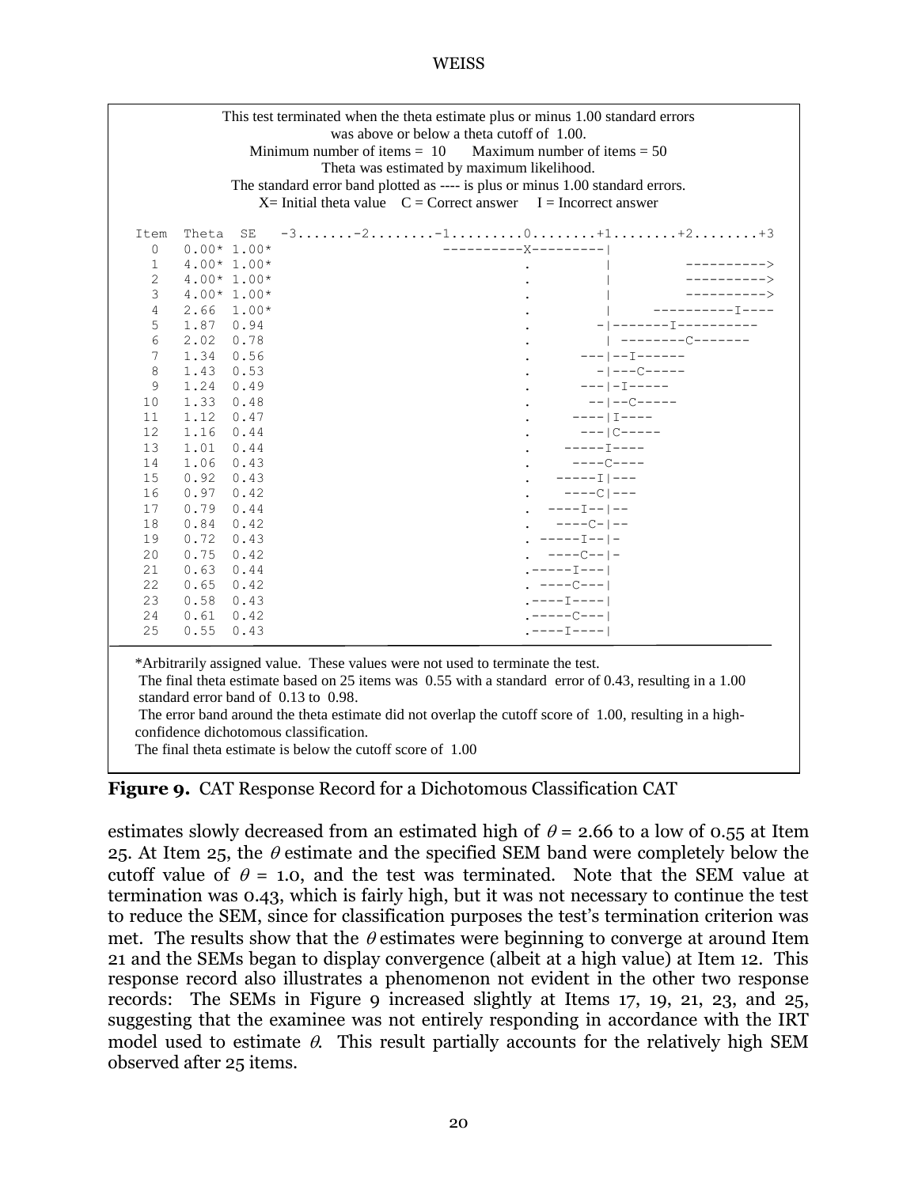This test terminated when the theta estimate plus or minus 1.00 standard errors was above or below a theta cutoff of 1.00.
Minimum number of items = 10    Maximum number of items = 50
Theta was estimated by maximum likelihood.
The standard error band plotted as ---- is plus or minus 1.00 standard errors.
X= Initial theta value   C = Correct answer   I = Incorrect answer

```
Item  Theta  SE   -3.......-2........-1.........0........+1........+2........+3
  0   0.00* 1.00*                  ----------X---------|
  1   4.00* 1.00*                            .         |         ---------->
  2   4.00* 1.00*                            .         |         ---------->
  3   4.00* 1.00*                            .         |         ---------->
  4   2.66  1.00*                            .         |     ----------I----
  5   1.87  0.94                             .        -|-------I----------
  6   2.02  0.78                             .         | --------C-------
  7   1.34  0.56                             .      ---|--I------
  8   1.43  0.53                             .        -|---C-----
  9   1.24  0.49                             .      ---|-I-----
 10   1.33  0.48                             .       --|--C-----
 11   1.12  0.47                             .     ----|I----
 12   1.16  0.44                             .      ---|C-----
 13   1.01  0.44                             .    -----I----
 14   1.06  0.43                             .     ----C----
 15   0.92  0.43                             .   -----I|---
 16   0.97  0.42                             .    ----C|---
 17   0.79  0.44                             .  ----I--|--
 18   0.84  0.42                             .   ----C-|--
 19   0.72  0.43                             . -----I--|-
 20   0.75  0.42                             .  ----C--|-
 21   0.63  0.44                             .-----I---|
 22   0.65  0.42                             . ----C---|
 23   0.58  0.43                             .----I----|
 24   0.61  0.42                             .-----C---|
 25   0.55  0.43                             .----I----|
```

*Arbitrarily assigned value. These values were not used to terminate the test.
The final theta estimate based on 25 items was 0.55 with a standard error of 0.43, resulting in a 1.00 standard error band of 0.13 to 0.98.
The error band around the theta estimate did not overlap the cutoff score of 1.00, resulting in a high-confidence dichotomous classification.
The final theta estimate is below the cutoff score of 1.00

**Figure 9.** CAT Response Record for a Dichotomous Classification CAT

estimates slowly decreased from an estimated high of $\theta$ = 2.66 to a low of 0.55 at Item 25. At Item 25, the $\theta$ estimate and the specified SEM band were completely below the cutoff value of $\theta$ = 1.0, and the test was terminated. Note that the SEM value at termination was 0.43, which is fairly high, but it was not necessary to continue the test to reduce the SEM, since for classification purposes the test's termination criterion was met. The results show that the $\theta$ estimates were beginning to converge at around Item 21 and the SEMs began to display convergence (albeit at a high value) at Item 12. This response record also illustrates a phenomenon not evident in the other two response records: The SEMs in Figure 9 increased slightly at Items 17, 19, 21, 23, and 25, suggesting that the examinee was not entirely responding in accordance with the IRT model used to estimate $\theta$. This result partially accounts for the relatively high SEM observed after 25 items.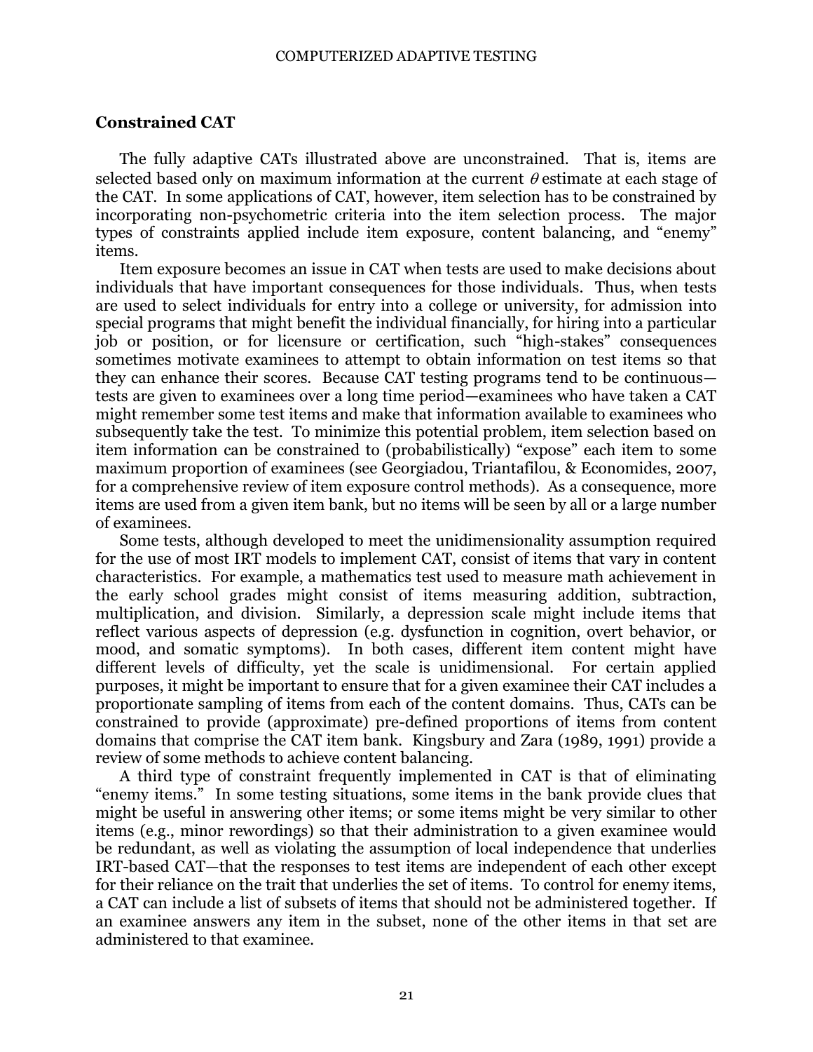## Constrained CAT

The fully adaptive CATs illustrated above are unconstrained. That is, items are selected based only on maximum information at the current $\theta$ estimate at each stage of the CAT. In some applications of CAT, however, item selection has to be constrained by incorporating non-psychometric criteria into the item selection process. The major types of constraints applied include item exposure, content balancing, and "enemy" items.

Item exposure becomes an issue in CAT when tests are used to make decisions about individuals that have important consequences for those individuals. Thus, when tests are used to select individuals for entry into a college or university, for admission into special programs that might benefit the individual financially, for hiring into a particular job or position, or for licensure or certification, such "high-stakes" consequences sometimes motivate examinees to attempt to obtain information on test items so that they can enhance their scores. Because CAT testing programs tend to be continuous—tests are given to examinees over a long time period—examinees who have taken a CAT might remember some test items and make that information available to examinees who subsequently take the test. To minimize this potential problem, item selection based on item information can be constrained to (probabilistically) "expose" each item to some maximum proportion of examinees (see Georgiadou, Triantafilou, & Economides, 2007, for a comprehensive review of item exposure control methods). As a consequence, more items are used from a given item bank, but no items will be seen by all or a large number of examinees.

Some tests, although developed to meet the unidimensionality assumption required for the use of most IRT models to implement CAT, consist of items that vary in content characteristics. For example, a mathematics test used to measure math achievement in the early school grades might consist of items measuring addition, subtraction, multiplication, and division. Similarly, a depression scale might include items that reflect various aspects of depression (e.g. dysfunction in cognition, overt behavior, or mood, and somatic symptoms). In both cases, different item content might have different levels of difficulty, yet the scale is unidimensional. For certain applied purposes, it might be important to ensure that for a given examinee their CAT includes a proportionate sampling of items from each of the content domains. Thus, CATs can be constrained to provide (approximate) pre-defined proportions of items from content domains that comprise the CAT item bank. Kingsbury and Zara (1989, 1991) provide a review of some methods to achieve content balancing.

A third type of constraint frequently implemented in CAT is that of eliminating "enemy items." In some testing situations, some items in the bank provide clues that might be useful in answering other items; or some items might be very similar to other items (e.g., minor rewordings) so that their administration to a given examinee would be redundant, as well as violating the assumption of local independence that underlies IRT-based CAT—that the responses to test items are independent of each other except for their reliance on the trait that underlies the set of items. To control for enemy items, a CAT can include a list of subsets of items that should not be administered together. If an examinee answers any item in the subset, none of the other items in that set are administered to that examinee.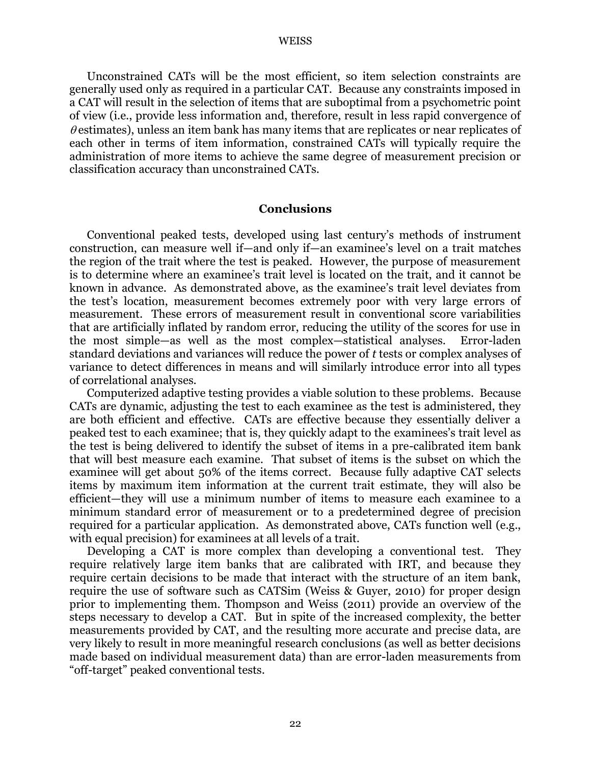Unconstrained CATs will be the most efficient, so item selection constraints are generally used only as required in a particular CAT. Because any constraints imposed in a CAT will result in the selection of items that are suboptimal from a psychometric point of view (i.e., provide less information and, therefore, result in less rapid convergence of $\theta$ estimates), unless an item bank has many items that are replicates or near replicates of each other in terms of item information, constrained CATs will typically require the administration of more items to achieve the same degree of measurement precision or classification accuracy than unconstrained CATs.

## Conclusions

Conventional peaked tests, developed using last century's methods of instrument construction, can measure well if—and only if—an examinee's level on a trait matches the region of the trait where the test is peaked. However, the purpose of measurement is to determine where an examinee's trait level is located on the trait, and it cannot be known in advance. As demonstrated above, as the examinee's trait level deviates from the test's location, measurement becomes extremely poor with very large errors of measurement. These errors of measurement result in conventional score variabilities that are artificially inflated by random error, reducing the utility of the scores for use in the most simple—as well as the most complex—statistical analyses. Error-laden standard deviations and variances will reduce the power of *t* tests or complex analyses of variance to detect differences in means and will similarly introduce error into all types of correlational analyses.

Computerized adaptive testing provides a viable solution to these problems. Because CATs are dynamic, adjusting the test to each examinee as the test is administered, they are both efficient and effective. CATs are effective because they essentially deliver a peaked test to each examinee; that is, they quickly adapt to the examinees's trait level as the test is being delivered to identify the subset of items in a pre-calibrated item bank that will best measure each examine. That subset of items is the subset on which the examinee will get about 50% of the items correct. Because fully adaptive CAT selects items by maximum item information at the current trait estimate, they will also be efficient—they will use a minimum number of items to measure each examinee to a minimum standard error of measurement or to a predetermined degree of precision required for a particular application. As demonstrated above, CATs function well (e.g., with equal precision) for examinees at all levels of a trait.

Developing a CAT is more complex than developing a conventional test. They require relatively large item banks that are calibrated with IRT, and because they require certain decisions to be made that interact with the structure of an item bank, require the use of software such as CATSim (Weiss & Guyer, 2010) for proper design prior to implementing them. Thompson and Weiss (2011) provide an overview of the steps necessary to develop a CAT. But in spite of the increased complexity, the better measurements provided by CAT, and the resulting more accurate and precise data, are very likely to result in more meaningful research conclusions (as well as better decisions made based on individual measurement data) than are error-laden measurements from "off-target" peaked conventional tests.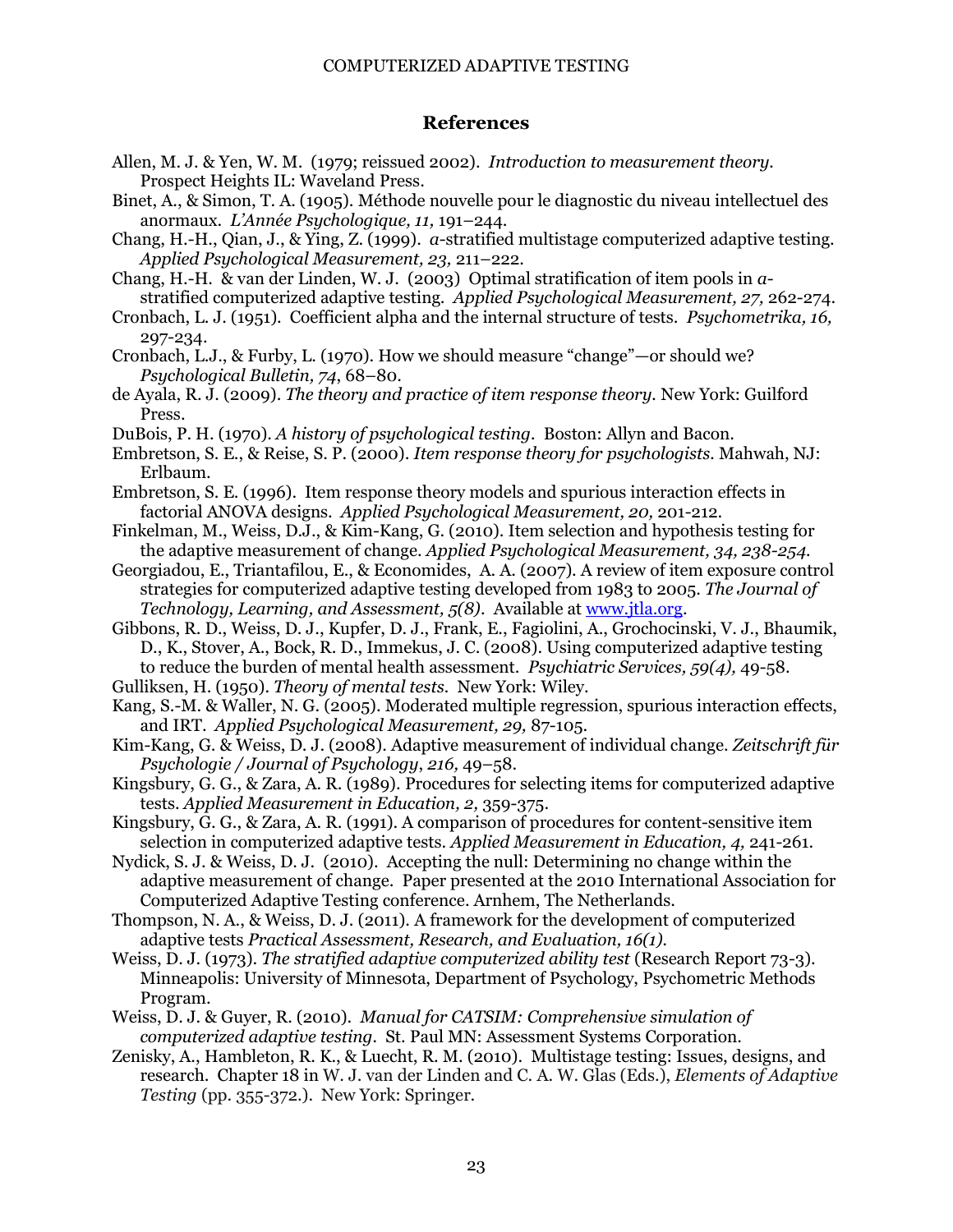## References

Allen, M. J. & Yen, W. M. (1979; reissued 2002). *Introduction to measurement theory.* Prospect Heights IL: Waveland Press.

Binet, A., & Simon, T. A. (1905). Méthode nouvelle pour le diagnostic du niveau intellectuel des anormaux. *L'Année Psychologique, 11,* 191–244.

Chang, H.-H., Qian, J., & Ying, Z. (1999). *a*-stratified multistage computerized adaptive testing. *Applied Psychological Measurement, 23,* 211–222.

Chang, H.-H. & van der Linden, W. J. (2003) Optimal stratification of item pools in *a*-stratified computerized adaptive testing. *Applied Psychological Measurement, 27,* 262-274.

Cronbach, L. J. (1951). Coefficient alpha and the internal structure of tests. *Psychometrika, 16,* 297-234.

Cronbach, L.J., & Furby, L. (1970). How we should measure "change"—or should we? *Psychological Bulletin, 74*, 68–80.

de Ayala, R. J. (2009). *The theory and practice of item response theory.* New York: Guilford Press.

DuBois, P. H. (1970). *A history of psychological testing*. Boston: Allyn and Bacon.

Embretson, S. E., & Reise, S. P. (2000). *Item response theory for psychologists.* Mahwah, NJ: Erlbaum.

Embretson, S. E. (1996). Item response theory models and spurious interaction effects in factorial ANOVA designs. *Applied Psychological Measurement, 20,* 201-212.

Finkelman, M., Weiss, D.J., & Kim-Kang, G. (2010). Item selection and hypothesis testing for the adaptive measurement of change. *Applied Psychological Measurement, 34, 238-254.*

Georgiadou, E., Triantafilou, E., & Economides, A. A. (2007). A review of item exposure control strategies for computerized adaptive testing developed from 1983 to 2005. *The Journal of Technology, Learning, and Assessment, 5(8)*. Available at www.jtla.org.

Gibbons, R. D., Weiss, D. J., Kupfer, D. J., Frank, E., Fagiolini, A., Grochocinski, V. J., Bhaumik, D., K., Stover, A., Bock, R. D., Immekus, J. C. (2008). Using computerized adaptive testing to reduce the burden of mental health assessment. *Psychiatric Services, 59(4),* 49-58.

Gulliksen, H. (1950). *Theory of mental tests*. New York: Wiley.

Kang, S.-M. & Waller, N. G. (2005). Moderated multiple regression, spurious interaction effects, and IRT. *Applied Psychological Measurement, 29,* 87-105.

Kim-Kang, G. & Weiss, D. J. (2008). Adaptive measurement of individual change. *Zeitschrift für Psychologie / Journal of Psychology*, *216,* 49–58.

Kingsbury, G. G., & Zara, A. R. (1989). Procedures for selecting items for computerized adaptive tests. *Applied Measurement in Education, 2,* 359-375.

Kingsbury, G. G., & Zara, A. R. (1991). A comparison of procedures for content-sensitive item selection in computerized adaptive tests. *Applied Measurement in Education, 4,* 241-261.

Nydick, S. J. & Weiss, D. J. (2010). Accepting the null: Determining no change within the adaptive measurement of change. Paper presented at the 2010 International Association for Computerized Adaptive Testing conference. Arnhem, The Netherlands.

Thompson, N. A., & Weiss, D. J. (2011). A framework for the development of computerized adaptive tests *Practical Assessment, Research, and Evaluation, 16(1).*

Weiss, D. J. (1973). *The stratified adaptive computerized ability test* (Research Report 73-3). Minneapolis: University of Minnesota, Department of Psychology, Psychometric Methods Program.

Weiss, D. J. & Guyer, R. (2010). *Manual for CATSIM: Comprehensive simulation of computerized adaptive testing*. St. Paul MN: Assessment Systems Corporation.

Zenisky, A., Hambleton, R. K., & Luecht, R. M. (2010). Multistage testing: Issues, designs, and research. Chapter 18 in W. J. van der Linden and C. A. W. Glas (Eds.), *Elements of Adaptive Testing* (pp. 355-372.). New York: Springer.